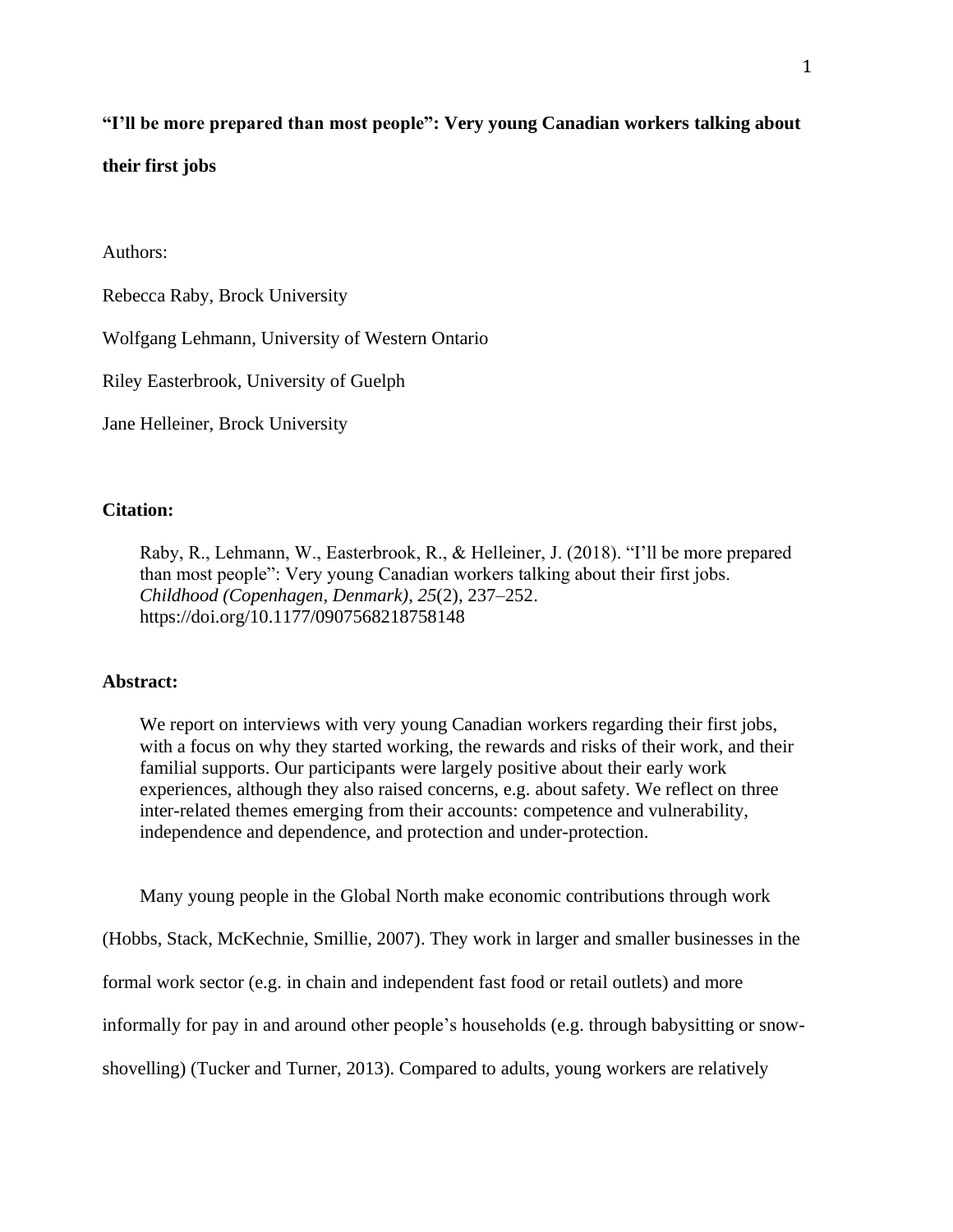**“I’ll be more prepared than most people”: Very young Canadian workers talking about their first jobs**

Authors:

Rebecca Raby, Brock University

Wolfgang Lehmann, University of Western Ontario

Riley Easterbrook, University of Guelph

Jane Helleiner, Brock University

**Citation:**

Raby, R., Lehmann, W., Easterbrook, R., & Helleiner, J. (2018). “I’ll be more prepared than most people”: Very young Canadian workers talking about their first jobs. *Childhood (Copenhagen, Denmark)*, *25*(2), 237–252. https://doi.org/10.1177/0907568218758148

**Abstract:**

We report on interviews with very young Canadian workers regarding their first jobs, with a focus on why they started working, the rewards and risks of their work, and their familial supports. Our participants were largely positive about their early work experiences, although they also raised concerns, e.g. about safety. We reflect on three inter-related themes emerging from their accounts: competence and vulnerability, independence and dependence, and protection and under-protection.

Many young people in the Global North make economic contributions through work (Hobbs, Stack, McKechnie, Smillie, 2007). They work in larger and smaller businesses in the formal work sector (e.g. in chain and independent fast food or retail outlets) and more informally for pay in and around other people’s households (e.g. through babysitting or snow-shovelling) (Tucker and Turner, 2013). Compared to adults, young workers are relatively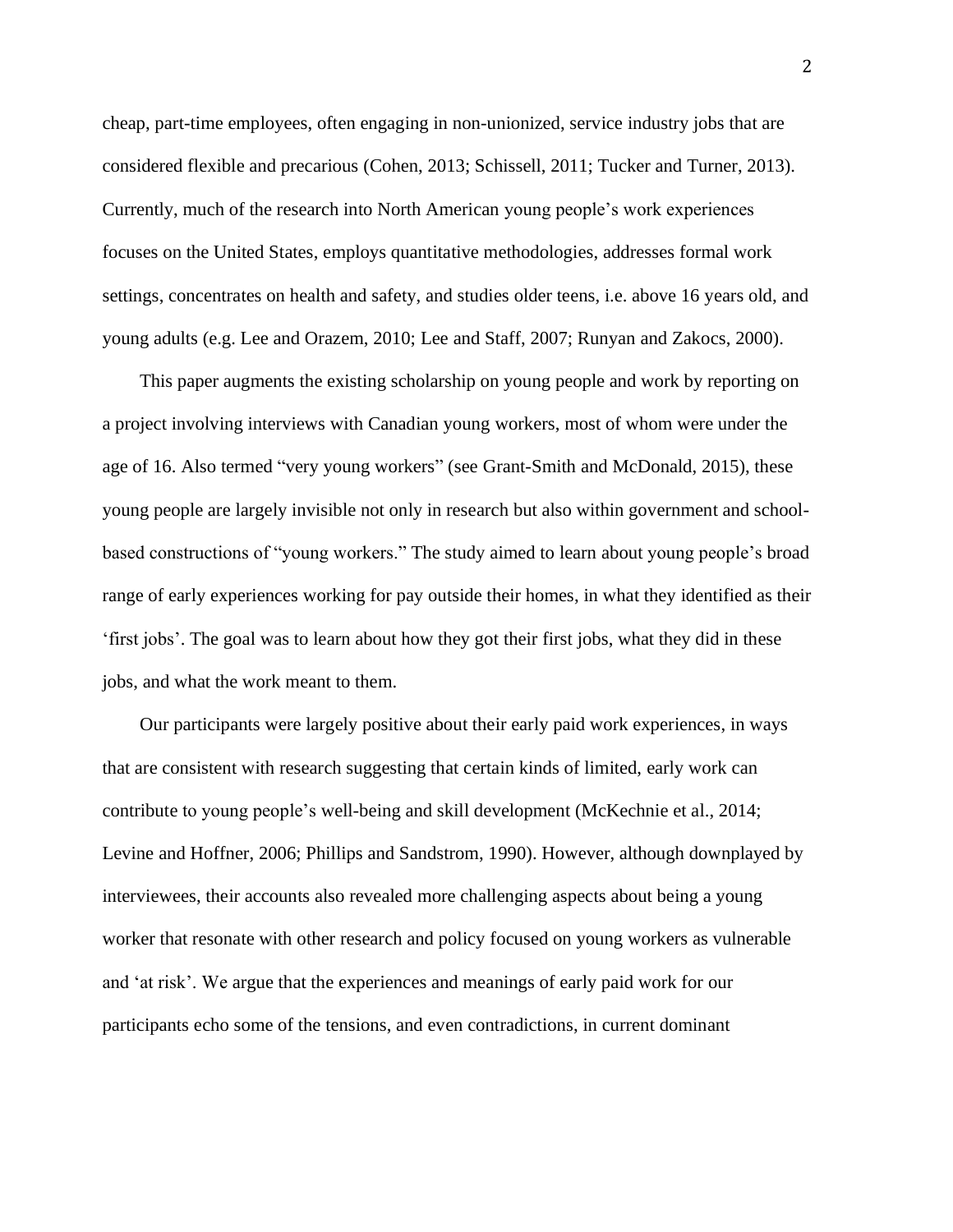cheap, part-time employees, often engaging in non-unionized, service industry jobs that are considered flexible and precarious (Cohen, 2013; Schissell, 2011; Tucker and Turner, 2013). Currently, much of the research into North American young people's work experiences focuses on the United States, employs quantitative methodologies, addresses formal work settings, concentrates on health and safety, and studies older teens, i.e. above 16 years old, and young adults (e.g. Lee and Orazem, 2010; Lee and Staff, 2007; Runyan and Zakocs, 2000).

This paper augments the existing scholarship on young people and work by reporting on a project involving interviews with Canadian young workers, most of whom were under the age of 16. Also termed "very young workers" (see Grant-Smith and McDonald, 2015), these young people are largely invisible not only in research but also within government and school-based constructions of "young workers." The study aimed to learn about young people's broad range of early experiences working for pay outside their homes, in what they identified as their 'first jobs'. The goal was to learn about how they got their first jobs, what they did in these jobs, and what the work meant to them.

Our participants were largely positive about their early paid work experiences, in ways that are consistent with research suggesting that certain kinds of limited, early work can contribute to young people's well-being and skill development (McKechnie et al., 2014; Levine and Hoffner, 2006; Phillips and Sandstrom, 1990). However, although downplayed by interviewees, their accounts also revealed more challenging aspects about being a young worker that resonate with other research and policy focused on young workers as vulnerable and 'at risk'. We argue that the experiences and meanings of early paid work for our participants echo some of the tensions, and even contradictions, in current dominant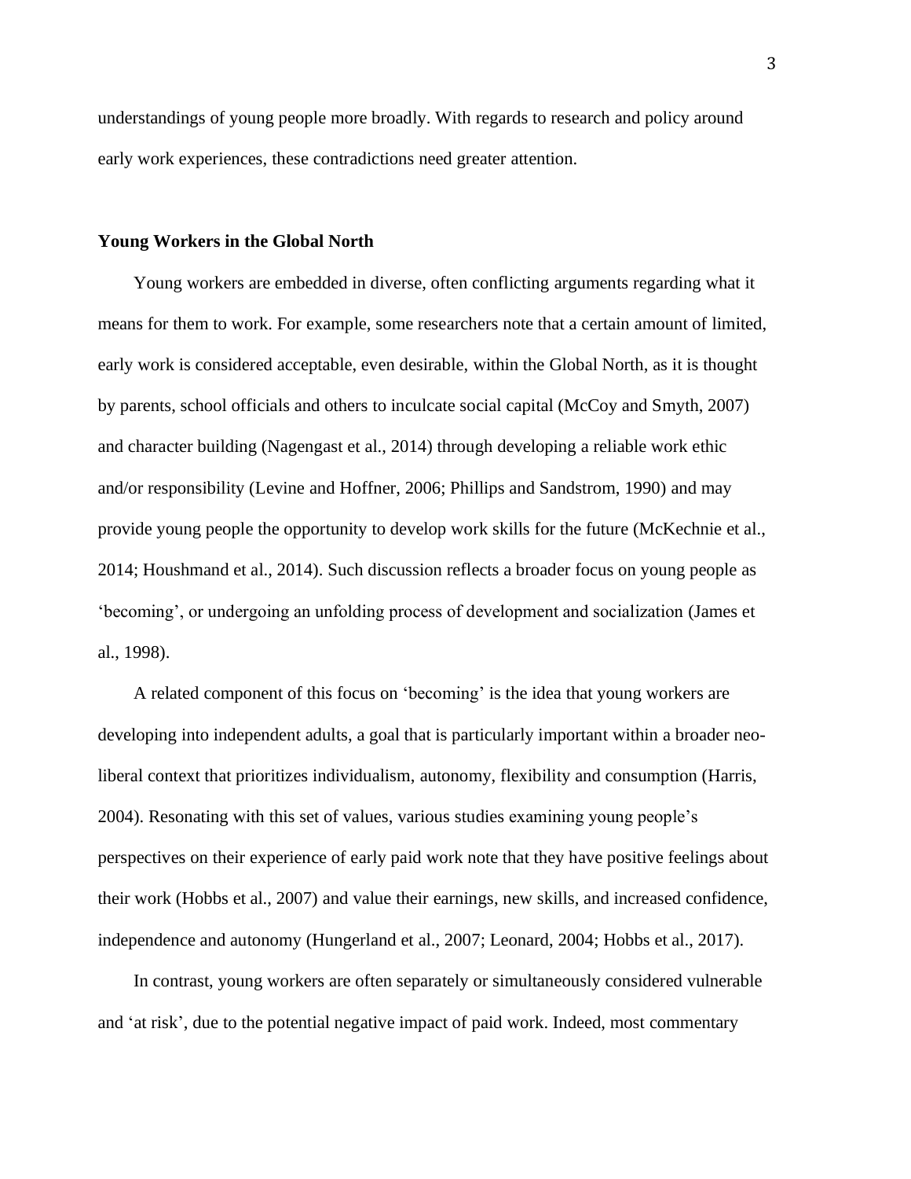understandings of young people more broadly. With regards to research and policy around early work experiences, these contradictions need greater attention.

## Young Workers in the Global North

Young workers are embedded in diverse, often conflicting arguments regarding what it means for them to work. For example, some researchers note that a certain amount of limited, early work is considered acceptable, even desirable, within the Global North, as it is thought by parents, school officials and others to inculcate social capital (McCoy and Smyth, 2007) and character building (Nagengast et al., 2014) through developing a reliable work ethic and/or responsibility (Levine and Hoffner, 2006; Phillips and Sandstrom, 1990) and may provide young people the opportunity to develop work skills for the future (McKechnie et al., 2014; Houshmand et al., 2014). Such discussion reflects a broader focus on young people as 'becoming', or undergoing an unfolding process of development and socialization (James et al., 1998).

A related component of this focus on 'becoming' is the idea that young workers are developing into independent adults, a goal that is particularly important within a broader neo-liberal context that prioritizes individualism, autonomy, flexibility and consumption (Harris, 2004). Resonating with this set of values, various studies examining young people's perspectives on their experience of early paid work note that they have positive feelings about their work (Hobbs et al., 2007) and value their earnings, new skills, and increased confidence, independence and autonomy (Hungerland et al., 2007; Leonard, 2004; Hobbs et al., 2017).

In contrast, young workers are often separately or simultaneously considered vulnerable and 'at risk', due to the potential negative impact of paid work. Indeed, most commentary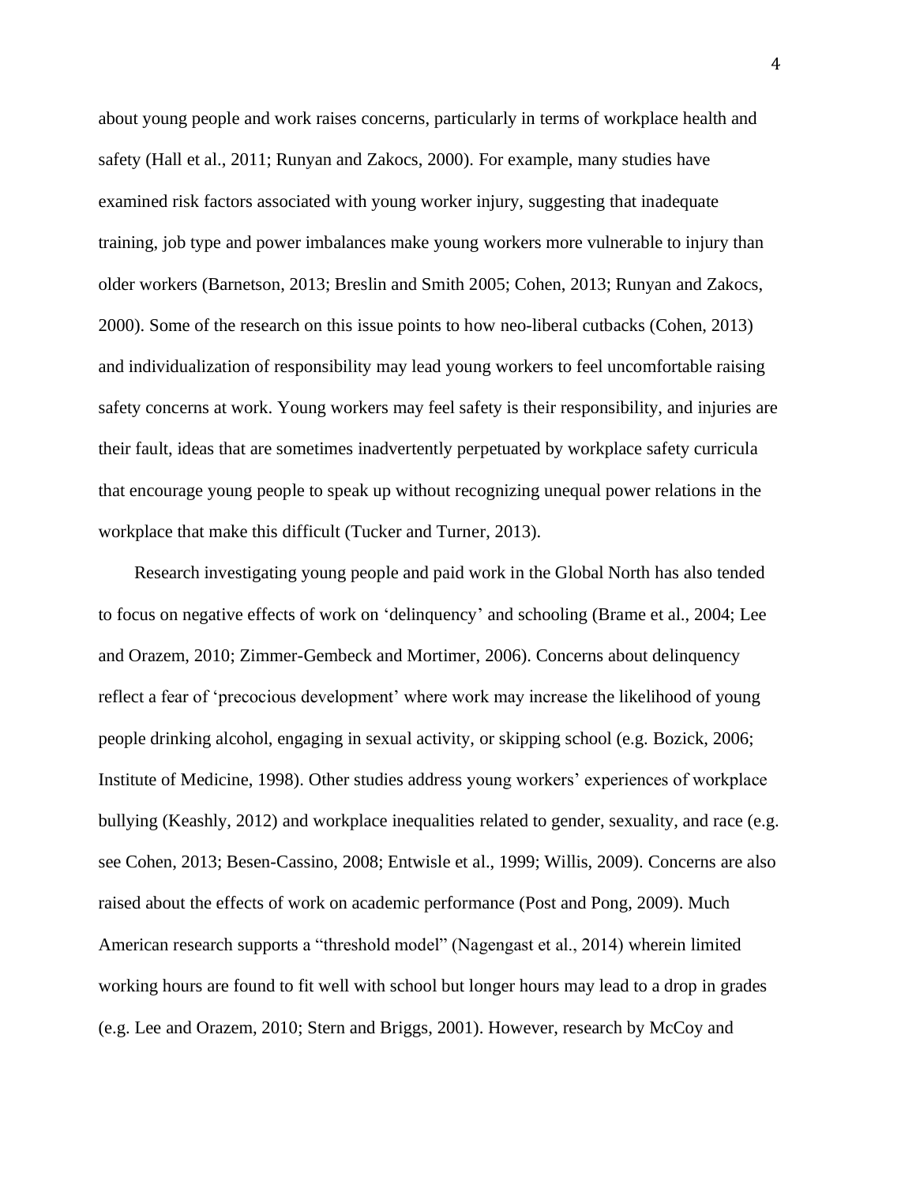about young people and work raises concerns, particularly in terms of workplace health and safety (Hall et al., 2011; Runyan and Zakocs, 2000). For example, many studies have examined risk factors associated with young worker injury, suggesting that inadequate training, job type and power imbalances make young workers more vulnerable to injury than older workers (Barnetson, 2013; Breslin and Smith 2005; Cohen, 2013; Runyan and Zakocs, 2000). Some of the research on this issue points to how neo-liberal cutbacks (Cohen, 2013) and individualization of responsibility may lead young workers to feel uncomfortable raising safety concerns at work. Young workers may feel safety is their responsibility, and injuries are their fault, ideas that are sometimes inadvertently perpetuated by workplace safety curricula that encourage young people to speak up without recognizing unequal power relations in the workplace that make this difficult (Tucker and Turner, 2013).

Research investigating young people and paid work in the Global North has also tended to focus on negative effects of work on 'delinquency' and schooling (Brame et al., 2004; Lee and Orazem, 2010; Zimmer-Gembeck and Mortimer, 2006). Concerns about delinquency reflect a fear of 'precocious development' where work may increase the likelihood of young people drinking alcohol, engaging in sexual activity, or skipping school (e.g. Bozick, 2006; Institute of Medicine, 1998). Other studies address young workers' experiences of workplace bullying (Keashly, 2012) and workplace inequalities related to gender, sexuality, and race (e.g. see Cohen, 2013; Besen-Cassino, 2008; Entwisle et al., 1999; Willis, 2009). Concerns are also raised about the effects of work on academic performance (Post and Pong, 2009). Much American research supports a "threshold model" (Nagengast et al., 2014) wherein limited working hours are found to fit well with school but longer hours may lead to a drop in grades (e.g. Lee and Orazem, 2010; Stern and Briggs, 2001). However, research by McCoy and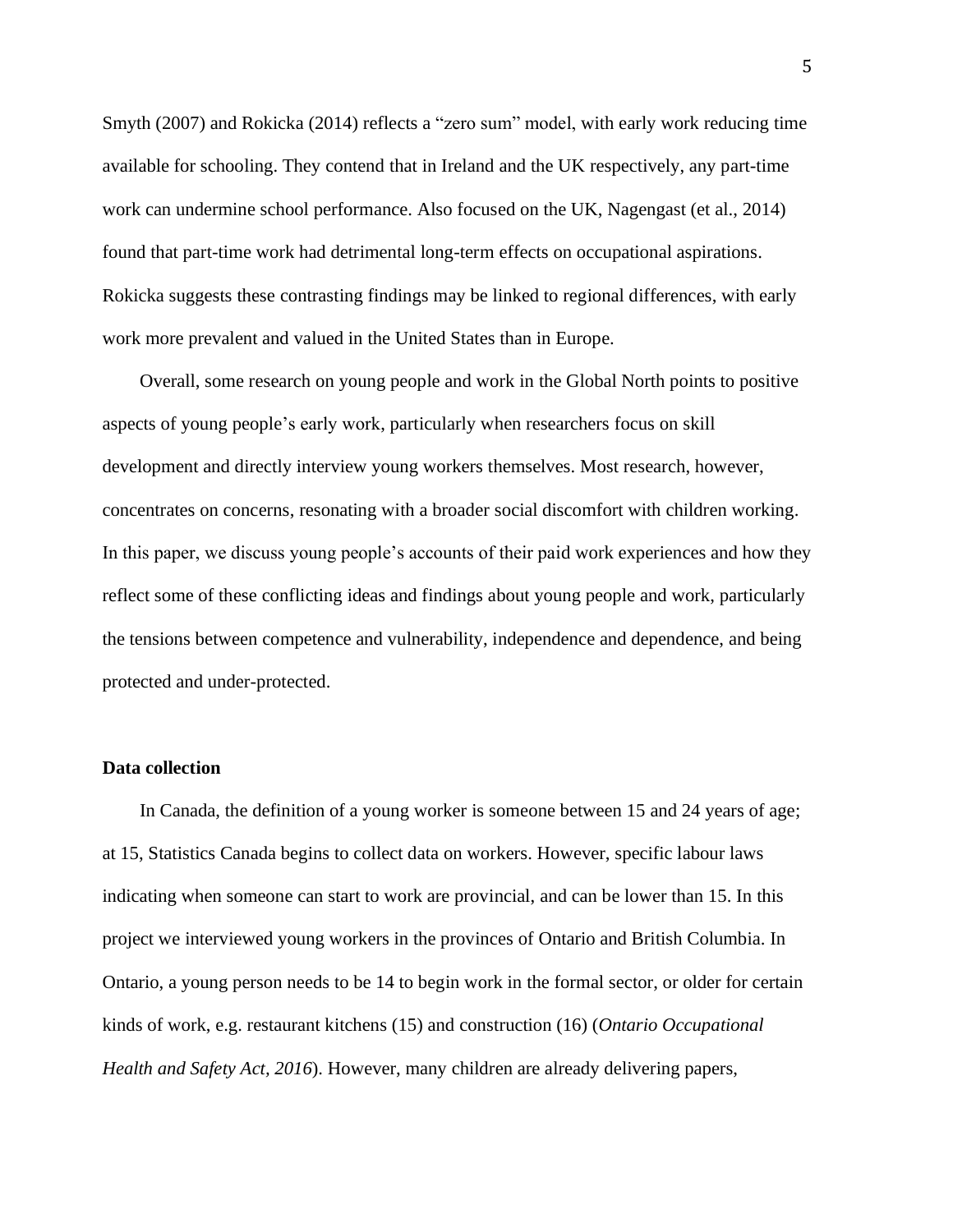Smyth (2007) and Rokicka (2014) reflects a "zero sum" model, with early work reducing time available for schooling. They contend that in Ireland and the UK respectively, any part-time work can undermine school performance. Also focused on the UK, Nagengast (et al., 2014) found that part-time work had detrimental long-term effects on occupational aspirations. Rokicka suggests these contrasting findings may be linked to regional differences, with early work more prevalent and valued in the United States than in Europe.

Overall, some research on young people and work in the Global North points to positive aspects of young people's early work, particularly when researchers focus on skill development and directly interview young workers themselves. Most research, however, concentrates on concerns, resonating with a broader social discomfort with children working. In this paper, we discuss young people's accounts of their paid work experiences and how they reflect some of these conflicting ideas and findings about young people and work, particularly the tensions between competence and vulnerability, independence and dependence, and being protected and under-protected.

**Data collection**

In Canada, the definition of a young worker is someone between 15 and 24 years of age; at 15, Statistics Canada begins to collect data on workers. However, specific labour laws indicating when someone can start to work are provincial, and can be lower than 15. In this project we interviewed young workers in the provinces of Ontario and British Columbia. In Ontario, a young person needs to be 14 to begin work in the formal sector, or older for certain kinds of work, e.g. restaurant kitchens (15) and construction (16) (*Ontario Occupational Health and Safety Act, 2016*). However, many children are already delivering papers,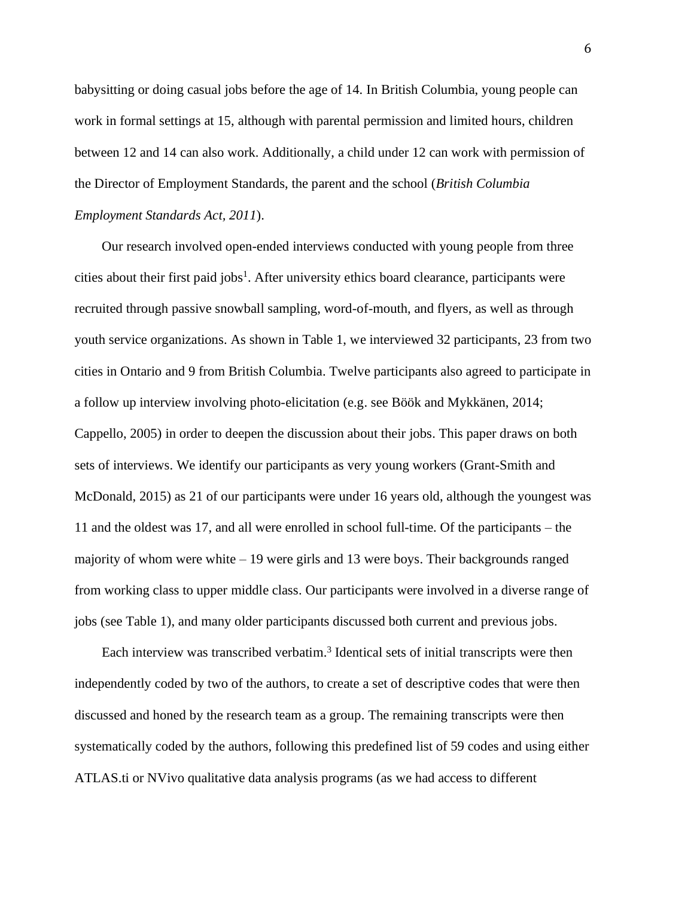babysitting or doing casual jobs before the age of 14. In British Columbia, young people can work in formal settings at 15, although with parental permission and limited hours, children between 12 and 14 can also work. Additionally, a child under 12 can work with permission of the Director of Employment Standards, the parent and the school (*British Columbia Employment Standards Act, 2011*).

Our research involved open-ended interviews conducted with young people from three cities about their first paid jobs[1]. After university ethics board clearance, participants were recruited through passive snowball sampling, word-of-mouth, and flyers, as well as through youth service organizations. As shown in Table 1, we interviewed 32 participants, 23 from two cities in Ontario and 9 from British Columbia. Twelve participants also agreed to participate in a follow up interview involving photo-elicitation (e.g. see Böök and Mykkänen, 2014; Cappello, 2005) in order to deepen the discussion about their jobs. This paper draws on both sets of interviews. We identify our participants as very young workers (Grant-Smith and McDonald, 2015) as 21 of our participants were under 16 years old, although the youngest was 11 and the oldest was 17, and all were enrolled in school full-time. Of the participants – the majority of whom were white – 19 were girls and 13 were boys. Their backgrounds ranged from working class to upper middle class. Our participants were involved in a diverse range of jobs (see Table 1), and many older participants discussed both current and previous jobs.

Each interview was transcribed verbatim.[3] Identical sets of initial transcripts were then independently coded by two of the authors, to create a set of descriptive codes that were then discussed and honed by the research team as a group. The remaining transcripts were then systematically coded by the authors, following this predefined list of 59 codes and using either ATLAS.ti or NVivo qualitative data analysis programs (as we had access to different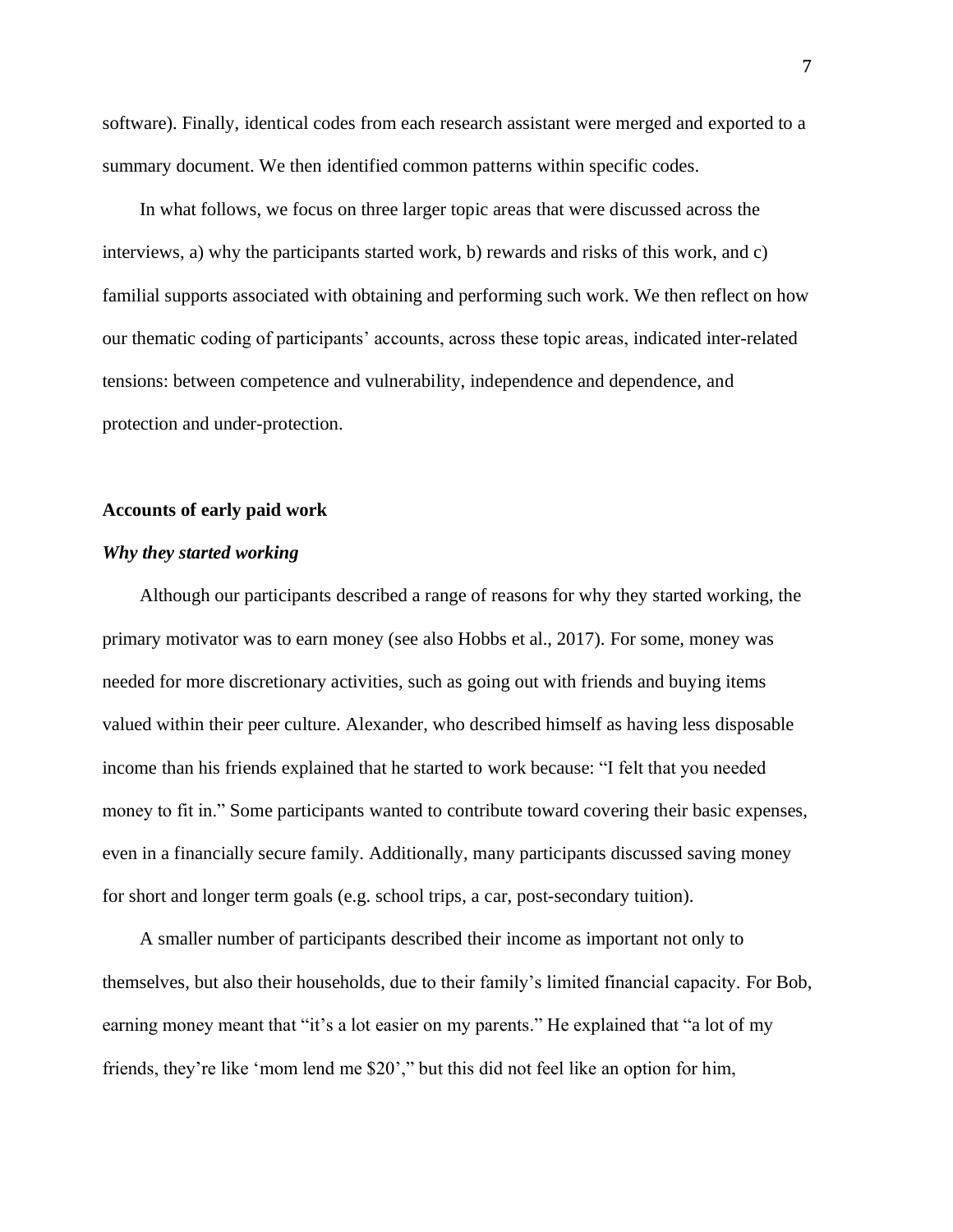software). Finally, identical codes from each research assistant were merged and exported to a summary document. We then identified common patterns within specific codes.

In what follows, we focus on three larger topic areas that were discussed across the interviews, a) why the participants started work, b) rewards and risks of this work, and c) familial supports associated with obtaining and performing such work. We then reflect on how our thematic coding of participants' accounts, across these topic areas, indicated inter-related tensions: between competence and vulnerability, independence and dependence, and protection and under-protection.

## Accounts of early paid work

### *Why they started working*

Although our participants described a range of reasons for why they started working, the primary motivator was to earn money (see also Hobbs et al., 2017). For some, money was needed for more discretionary activities, such as going out with friends and buying items valued within their peer culture. Alexander, who described himself as having less disposable income than his friends explained that he started to work because: "I felt that you needed money to fit in." Some participants wanted to contribute toward covering their basic expenses, even in a financially secure family. Additionally, many participants discussed saving money for short and longer term goals (e.g. school trips, a car, post-secondary tuition).

A smaller number of participants described their income as important not only to themselves, but also their households, due to their family's limited financial capacity. For Bob, earning money meant that "it's a lot easier on my parents." He explained that "a lot of my friends, they're like 'mom lend me $20'," but this did not feel like an option for him,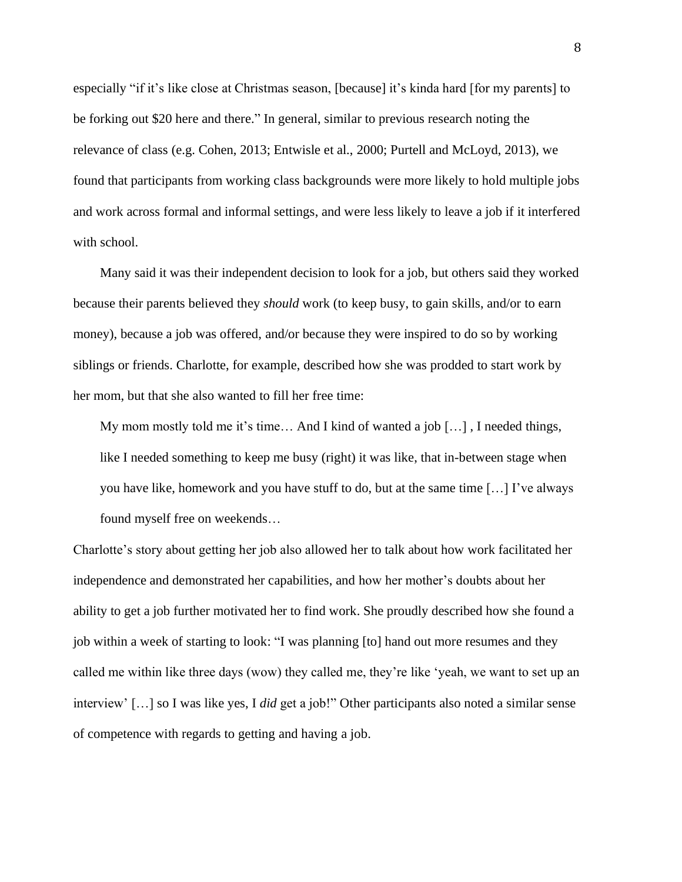especially "if it's like close at Christmas season, [because] it's kinda hard [for my parents] to be forking out $20 here and there." In general, similar to previous research noting the relevance of class (e.g. Cohen, 2013; Entwisle et al., 2000; Purtell and McLoyd, 2013), we found that participants from working class backgrounds were more likely to hold multiple jobs and work across formal and informal settings, and were less likely to leave a job if it interfered with school.

Many said it was their independent decision to look for a job, but others said they worked because their parents believed they *should* work (to keep busy, to gain skills, and/or to earn money), because a job was offered, and/or because they were inspired to do so by working siblings or friends. Charlotte, for example, described how she was prodded to start work by her mom, but that she also wanted to fill her free time:

> My mom mostly told me it's time… And I kind of wanted a job […] , I needed things, like I needed something to keep me busy (right) it was like, that in-between stage when you have like, homework and you have stuff to do, but at the same time […] I've always found myself free on weekends…

Charlotte's story about getting her job also allowed her to talk about how work facilitated her independence and demonstrated her capabilities, and how her mother's doubts about her ability to get a job further motivated her to find work. She proudly described how she found a job within a week of starting to look: "I was planning [to] hand out more resumes and they called me within like three days (wow) they called me, they're like 'yeah, we want to set up an interview' […] so I was like yes, I *did* get a job!" Other participants also noted a similar sense of competence with regards to getting and having a job.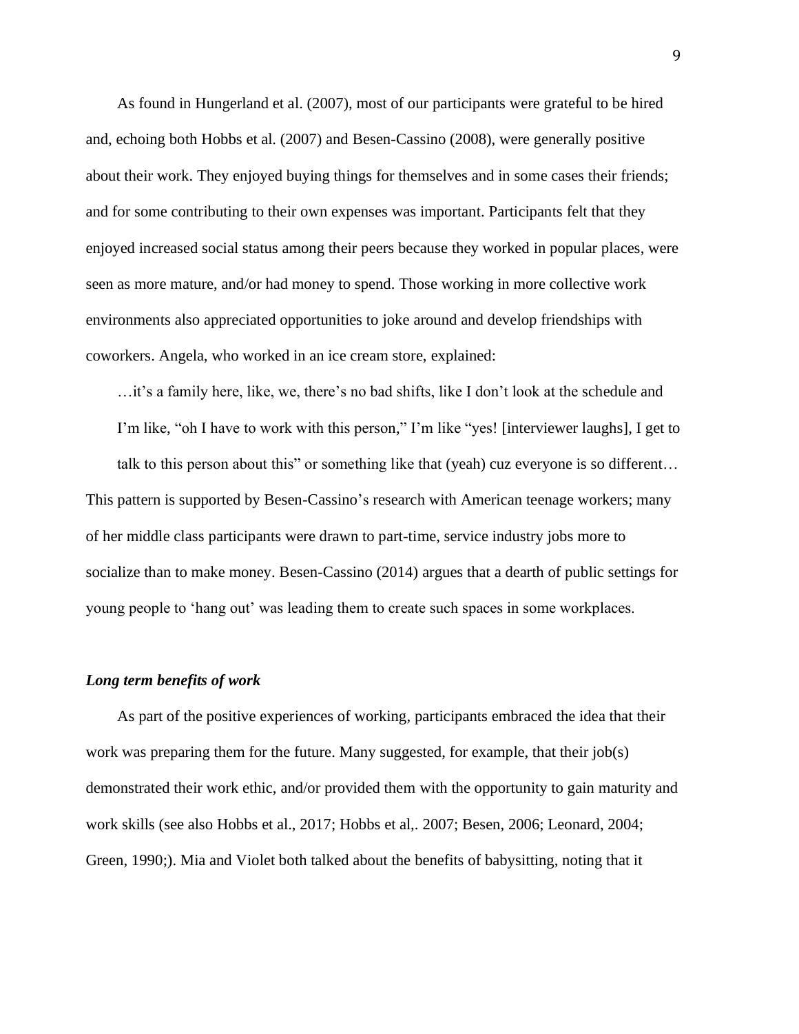As found in Hungerland et al. (2007), most of our participants were grateful to be hired and, echoing both Hobbs et al. (2007) and Besen-Cassino (2008), were generally positive about their work. They enjoyed buying things for themselves and in some cases their friends; and for some contributing to their own expenses was important. Participants felt that they enjoyed increased social status among their peers because they worked in popular places, were seen as more mature, and/or had money to spend. Those working in more collective work environments also appreciated opportunities to joke around and develop friendships with coworkers. Angela, who worked in an ice cream store, explained:

> …it's a family here, like, we, there's no bad shifts, like I don't look at the schedule and I'm like, "oh I have to work with this person," I'm like "yes! [interviewer laughs], I get to talk to this person about this" or something like that (yeah) cuz everyone is so different…

This pattern is supported by Besen-Cassino's research with American teenage workers; many of her middle class participants were drawn to part-time, service industry jobs more to socialize than to make money. Besen-Cassino (2014) argues that a dearth of public settings for young people to 'hang out' was leading them to create such spaces in some workplaces.

### *Long term benefits of work*

As part of the positive experiences of working, participants embraced the idea that their work was preparing them for the future. Many suggested, for example, that their job(s) demonstrated their work ethic, and/or provided them with the opportunity to gain maturity and work skills (see also Hobbs et al., 2017; Hobbs et al,. 2007; Besen, 2006; Leonard, 2004; Green, 1990;). Mia and Violet both talked about the benefits of babysitting, noting that it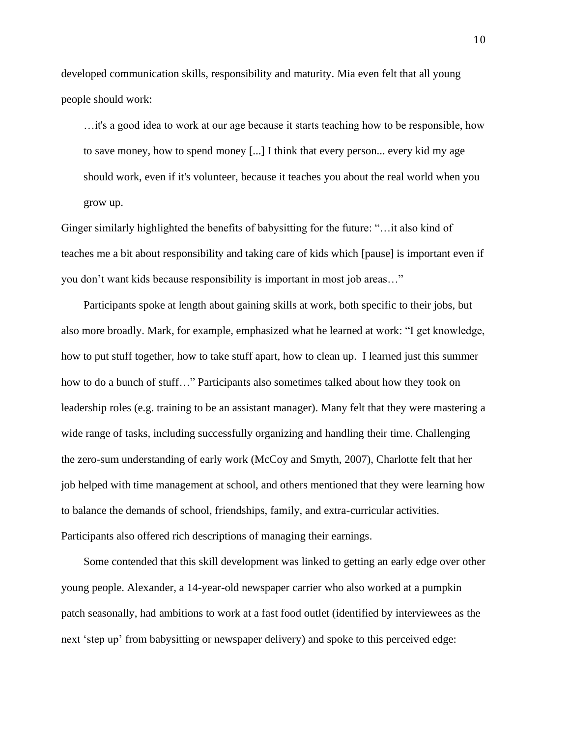developed communication skills, responsibility and maturity. Mia even felt that all young people should work:

> …it's a good idea to work at our age because it starts teaching how to be responsible, how to save money, how to spend money [...] I think that every person... every kid my age should work, even if it's volunteer, because it teaches you about the real world when you grow up.

Ginger similarly highlighted the benefits of babysitting for the future: "…it also kind of teaches me a bit about responsibility and taking care of kids which [pause] is important even if you don't want kids because responsibility is important in most job areas…"

Participants spoke at length about gaining skills at work, both specific to their jobs, but also more broadly. Mark, for example, emphasized what he learned at work: "I get knowledge, how to put stuff together, how to take stuff apart, how to clean up. I learned just this summer how to do a bunch of stuff…" Participants also sometimes talked about how they took on leadership roles (e.g. training to be an assistant manager). Many felt that they were mastering a wide range of tasks, including successfully organizing and handling their time. Challenging the zero-sum understanding of early work (McCoy and Smyth, 2007), Charlotte felt that her job helped with time management at school, and others mentioned that they were learning how to balance the demands of school, friendships, family, and extra-curricular activities. Participants also offered rich descriptions of managing their earnings.

Some contended that this skill development was linked to getting an early edge over other young people. Alexander, a 14-year-old newspaper carrier who also worked at a pumpkin patch seasonally, had ambitions to work at a fast food outlet (identified by interviewees as the next 'step up' from babysitting or newspaper delivery) and spoke to this perceived edge: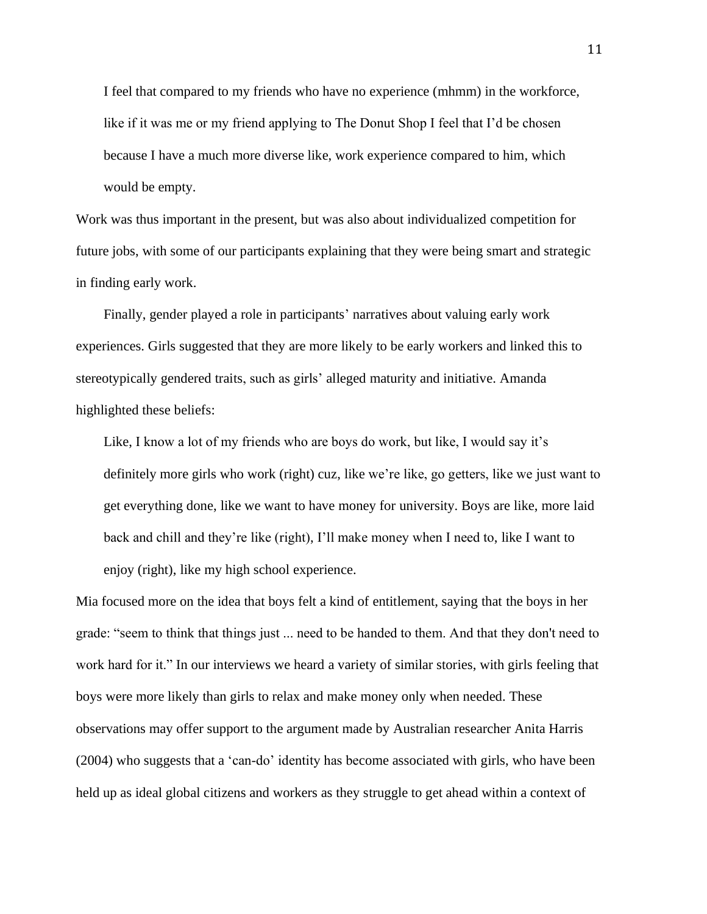> I feel that compared to my friends who have no experience (mhmm) in the workforce, like if it was me or my friend applying to The Donut Shop I feel that I'd be chosen because I have a much more diverse like, work experience compared to him, which would be empty.

Work was thus important in the present, but was also about individualized competition for future jobs, with some of our participants explaining that they were being smart and strategic in finding early work.

Finally, gender played a role in participants' narratives about valuing early work experiences. Girls suggested that they are more likely to be early workers and linked this to stereotypically gendered traits, such as girls' alleged maturity and initiative. Amanda highlighted these beliefs:

> Like, I know a lot of my friends who are boys do work, but like, I would say it's definitely more girls who work (right) cuz, like we're like, go getters, like we just want to get everything done, like we want to have money for university. Boys are like, more laid back and chill and they're like (right), I'll make money when I need to, like I want to enjoy (right), like my high school experience.

Mia focused more on the idea that boys felt a kind of entitlement, saying that the boys in her grade: "seem to think that things just ... need to be handed to them. And that they don't need to work hard for it." In our interviews we heard a variety of similar stories, with girls feeling that boys were more likely than girls to relax and make money only when needed. These observations may offer support to the argument made by Australian researcher Anita Harris (2004) who suggests that a 'can-do' identity has become associated with girls, who have been held up as ideal global citizens and workers as they struggle to get ahead within a context of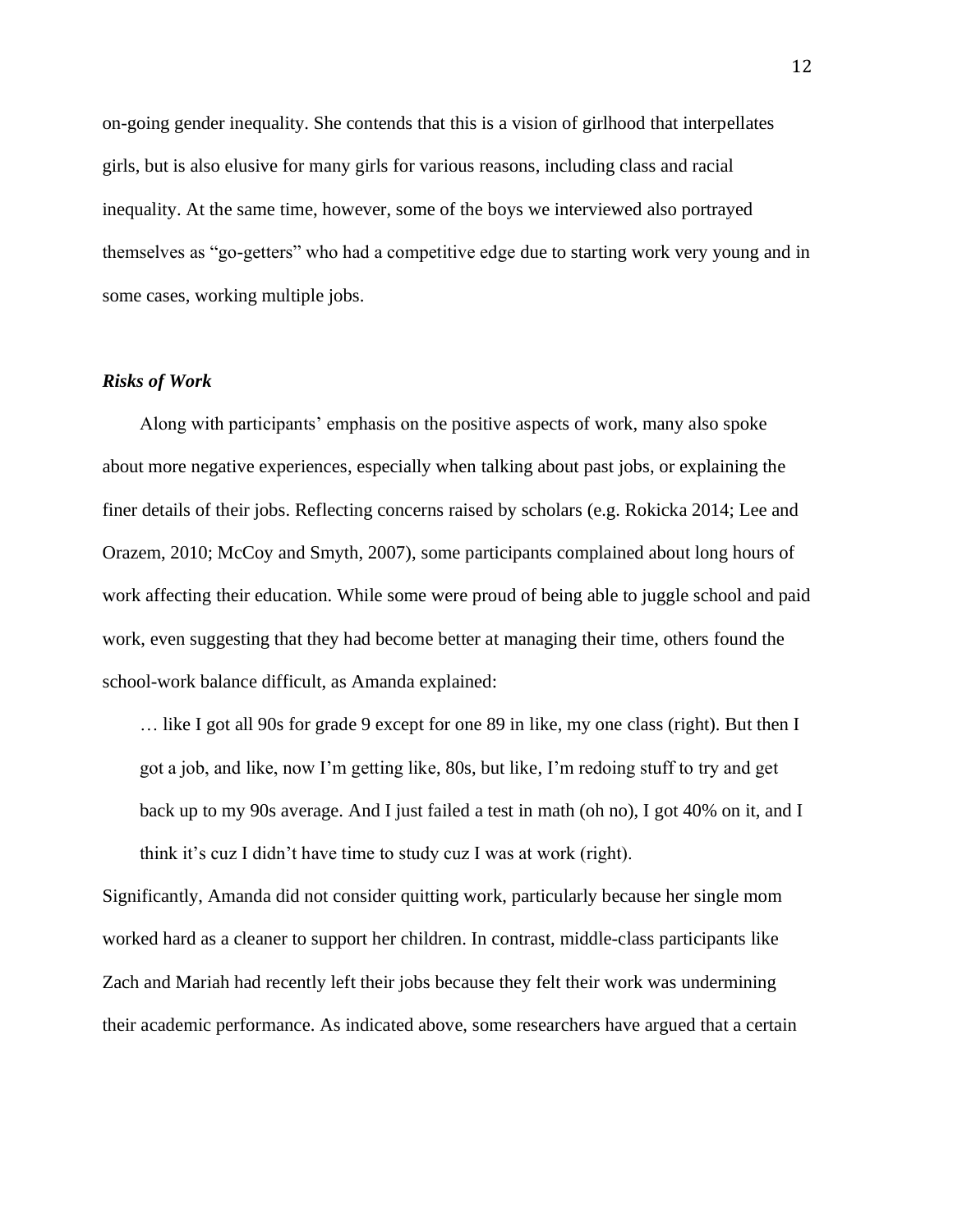on-going gender inequality. She contends that this is a vision of girlhood that interpellates girls, but is also elusive for many girls for various reasons, including class and racial inequality. At the same time, however, some of the boys we interviewed also portrayed themselves as "go-getters" who had a competitive edge due to starting work very young and in some cases, working multiple jobs.

### *Risks of Work*

Along with participants' emphasis on the positive aspects of work, many also spoke about more negative experiences, especially when talking about past jobs, or explaining the finer details of their jobs. Reflecting concerns raised by scholars (e.g. Rokicka 2014; Lee and Orazem, 2010; McCoy and Smyth, 2007), some participants complained about long hours of work affecting their education. While some were proud of being able to juggle school and paid work, even suggesting that they had become better at managing their time, others found the school-work balance difficult, as Amanda explained:

> … like I got all 90s for grade 9 except for one 89 in like, my one class (right). But then I got a job, and like, now I'm getting like, 80s, but like, I'm redoing stuff to try and get back up to my 90s average. And I just failed a test in math (oh no), I got 40% on it, and I think it's cuz I didn't have time to study cuz I was at work (right).

Significantly, Amanda did not consider quitting work, particularly because her single mom worked hard as a cleaner to support her children. In contrast, middle-class participants like Zach and Mariah had recently left their jobs because they felt their work was undermining their academic performance. As indicated above, some researchers have argued that a certain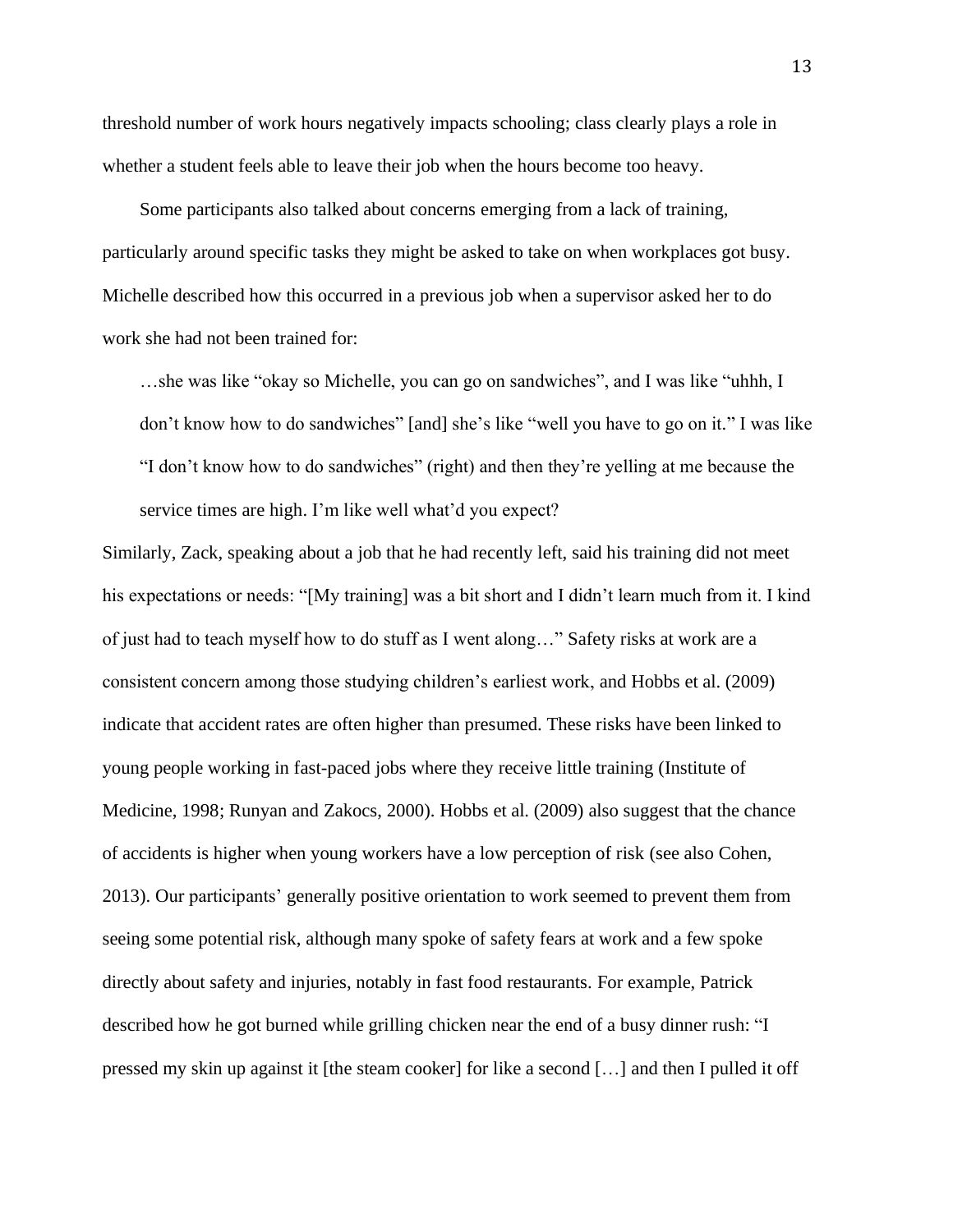threshold number of work hours negatively impacts schooling; class clearly plays a role in whether a student feels able to leave their job when the hours become too heavy.

Some participants also talked about concerns emerging from a lack of training, particularly around specific tasks they might be asked to take on when workplaces got busy. Michelle described how this occurred in a previous job when a supervisor asked her to do work she had not been trained for:

> …she was like "okay so Michelle, you can go on sandwiches", and I was like "uhhh, I don't know how to do sandwiches" [and] she's like "well you have to go on it." I was like "I don't know how to do sandwiches" (right) and then they're yelling at me because the service times are high. I'm like well what'd you expect?

Similarly, Zack, speaking about a job that he had recently left, said his training did not meet his expectations or needs: "[My training] was a bit short and I didn't learn much from it. I kind of just had to teach myself how to do stuff as I went along…" Safety risks at work are a consistent concern among those studying children's earliest work, and Hobbs et al. (2009) indicate that accident rates are often higher than presumed. These risks have been linked to young people working in fast-paced jobs where they receive little training (Institute of Medicine, 1998; Runyan and Zakocs, 2000). Hobbs et al. (2009) also suggest that the chance of accidents is higher when young workers have a low perception of risk (see also Cohen, 2013). Our participants' generally positive orientation to work seemed to prevent them from seeing some potential risk, although many spoke of safety fears at work and a few spoke directly about safety and injuries, notably in fast food restaurants. For example, Patrick described how he got burned while grilling chicken near the end of a busy dinner rush: "I pressed my skin up against it [the steam cooker] for like a second […] and then I pulled it off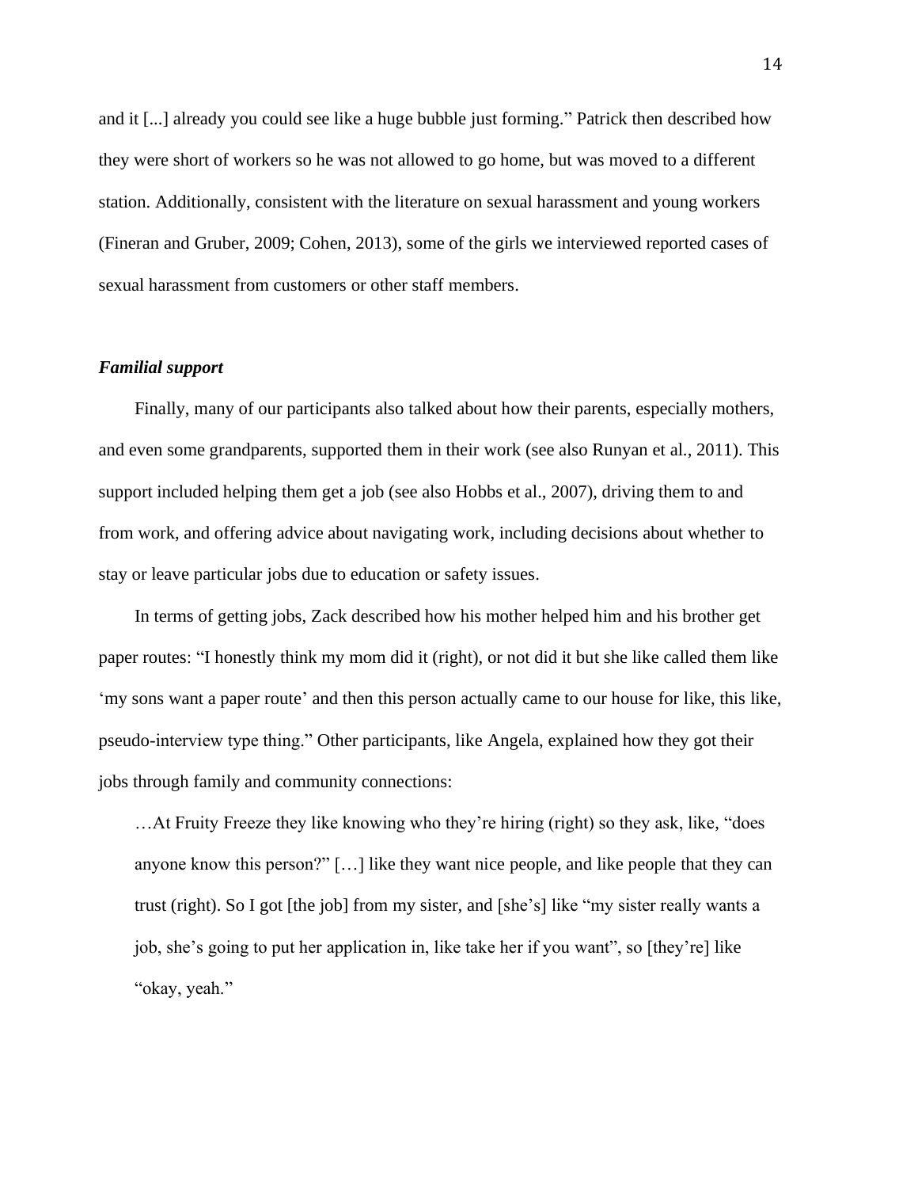and it [...] already you could see like a huge bubble just forming." Patrick then described how they were short of workers so he was not allowed to go home, but was moved to a different station. Additionally, consistent with the literature on sexual harassment and young workers (Fineran and Gruber, 2009; Cohen, 2013), some of the girls we interviewed reported cases of sexual harassment from customers or other staff members.

### *Familial support*

Finally, many of our participants also talked about how their parents, especially mothers, and even some grandparents, supported them in their work (see also Runyan et al., 2011). This support included helping them get a job (see also Hobbs et al., 2007), driving them to and from work, and offering advice about navigating work, including decisions about whether to stay or leave particular jobs due to education or safety issues.

In terms of getting jobs, Zack described how his mother helped him and his brother get paper routes: "I honestly think my mom did it (right), or not did it but she like called them like 'my sons want a paper route' and then this person actually came to our house for like, this like, pseudo-interview type thing." Other participants, like Angela, explained how they got their jobs through family and community connections:

> …At Fruity Freeze they like knowing who they're hiring (right) so they ask, like, "does anyone know this person?" […] like they want nice people, and like people that they can trust (right). So I got [the job] from my sister, and [she's] like "my sister really wants a job, she's going to put her application in, like take her if you want", so [they're] like "okay, yeah."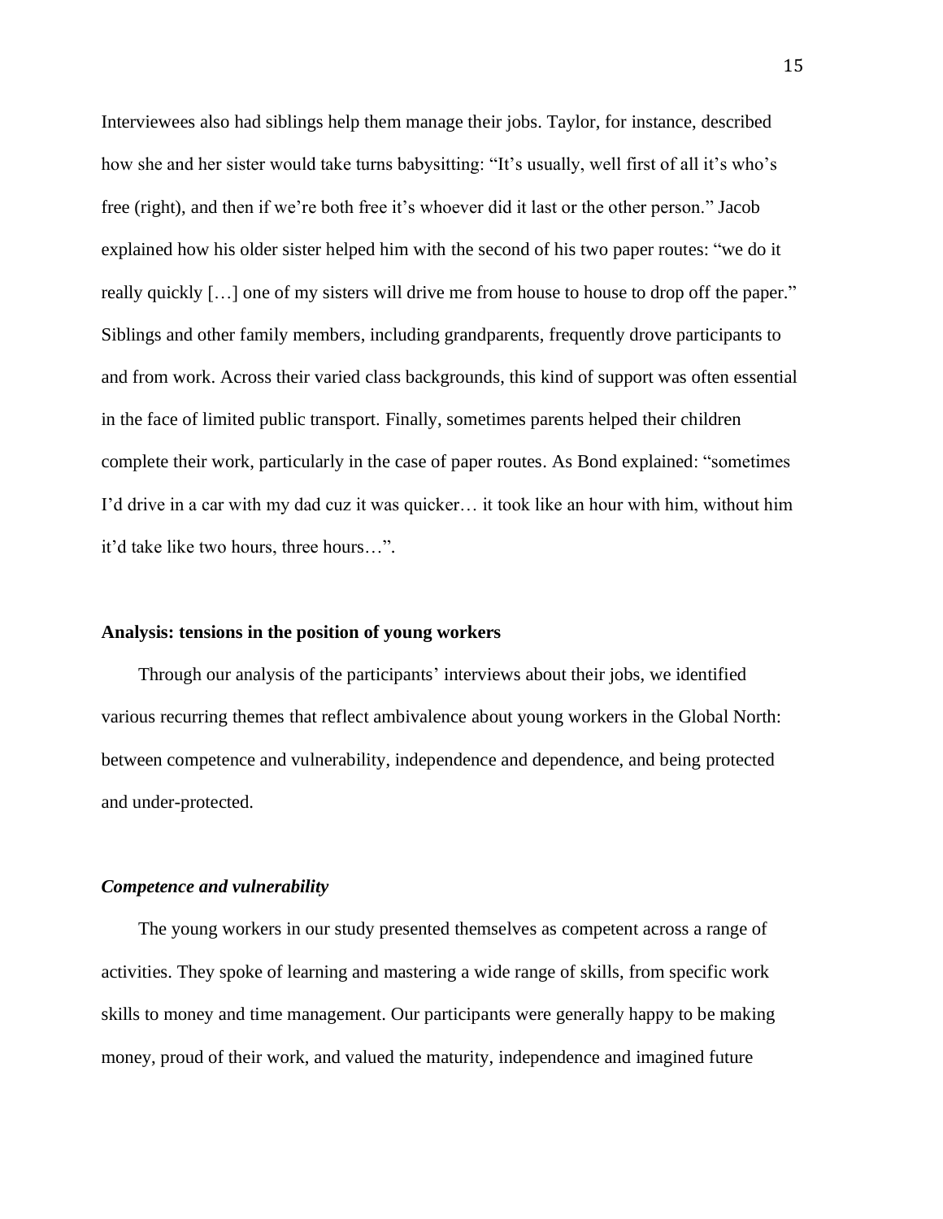Interviewees also had siblings help them manage their jobs. Taylor, for instance, described how she and her sister would take turns babysitting: "It's usually, well first of all it's who's free (right), and then if we're both free it's whoever did it last or the other person." Jacob explained how his older sister helped him with the second of his two paper routes: "we do it really quickly […] one of my sisters will drive me from house to house to drop off the paper." Siblings and other family members, including grandparents, frequently drove participants to and from work. Across their varied class backgrounds, this kind of support was often essential in the face of limited public transport. Finally, sometimes parents helped their children complete their work, particularly in the case of paper routes. As Bond explained: "sometimes I'd drive in a car with my dad cuz it was quicker… it took like an hour with him, without him it'd take like two hours, three hours…".

## Analysis: tensions in the position of young workers

Through our analysis of the participants' interviews about their jobs, we identified various recurring themes that reflect ambivalence about young workers in the Global North: between competence and vulnerability, independence and dependence, and being protected and under-protected.

### *Competence and vulnerability*

The young workers in our study presented themselves as competent across a range of activities. They spoke of learning and mastering a wide range of skills, from specific work skills to money and time management. Our participants were generally happy to be making money, proud of their work, and valued the maturity, independence and imagined future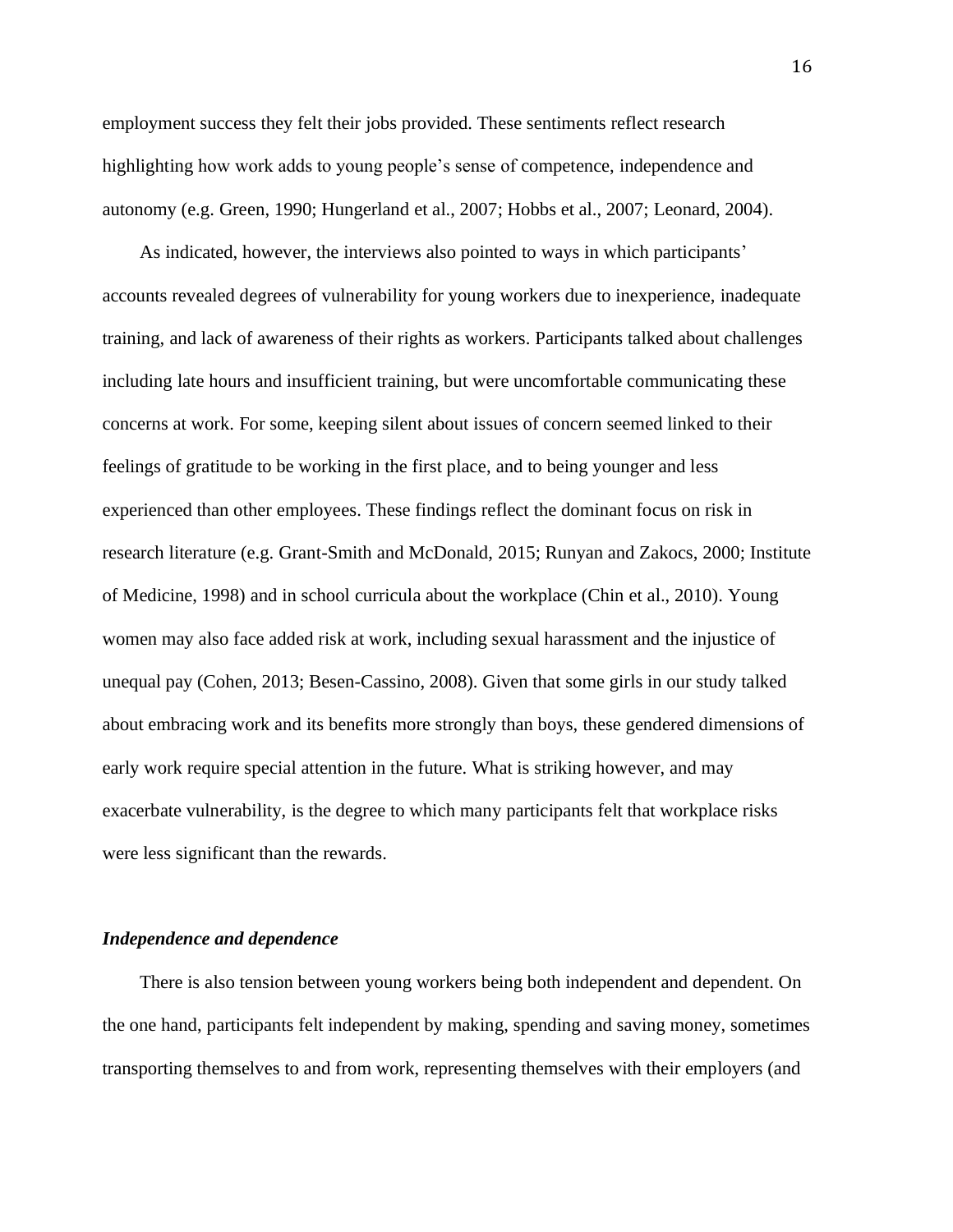employment success they felt their jobs provided. These sentiments reflect research highlighting how work adds to young people's sense of competence, independence and autonomy (e.g. Green, 1990; Hungerland et al., 2007; Hobbs et al., 2007; Leonard, 2004).

As indicated, however, the interviews also pointed to ways in which participants' accounts revealed degrees of vulnerability for young workers due to inexperience, inadequate training, and lack of awareness of their rights as workers. Participants talked about challenges including late hours and insufficient training, but were uncomfortable communicating these concerns at work. For some, keeping silent about issues of concern seemed linked to their feelings of gratitude to be working in the first place, and to being younger and less experienced than other employees. These findings reflect the dominant focus on risk in research literature (e.g. Grant-Smith and McDonald, 2015; Runyan and Zakocs, 2000; Institute of Medicine, 1998) and in school curricula about the workplace (Chin et al., 2010). Young women may also face added risk at work, including sexual harassment and the injustice of unequal pay (Cohen, 2013; Besen-Cassino, 2008). Given that some girls in our study talked about embracing work and its benefits more strongly than boys, these gendered dimensions of early work require special attention in the future. What is striking however, and may exacerbate vulnerability, is the degree to which many participants felt that workplace risks were less significant than the rewards.

### *Independence and dependence*

There is also tension between young workers being both independent and dependent. On the one hand, participants felt independent by making, spending and saving money, sometimes transporting themselves to and from work, representing themselves with their employers (and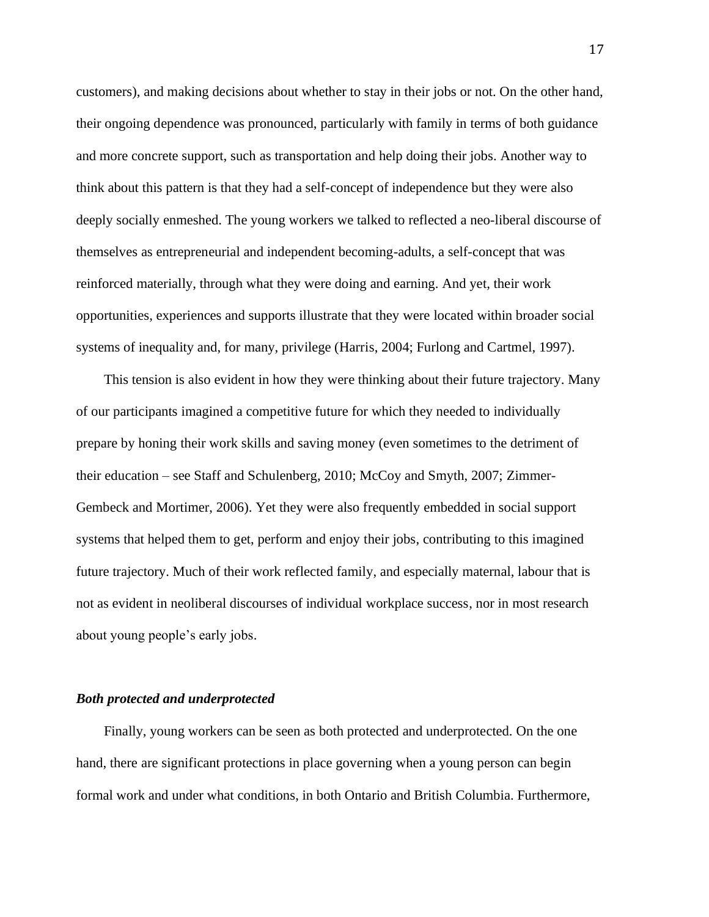customers), and making decisions about whether to stay in their jobs or not. On the other hand, their ongoing dependence was pronounced, particularly with family in terms of both guidance and more concrete support, such as transportation and help doing their jobs. Another way to think about this pattern is that they had a self-concept of independence but they were also deeply socially enmeshed. The young workers we talked to reflected a neo-liberal discourse of themselves as entrepreneurial and independent becoming-adults, a self-concept that was reinforced materially, through what they were doing and earning. And yet, their work opportunities, experiences and supports illustrate that they were located within broader social systems of inequality and, for many, privilege (Harris, 2004; Furlong and Cartmel, 1997).

This tension is also evident in how they were thinking about their future trajectory. Many of our participants imagined a competitive future for which they needed to individually prepare by honing their work skills and saving money (even sometimes to the detriment of their education – see Staff and Schulenberg, 2010; McCoy and Smyth, 2007; Zimmer-Gembeck and Mortimer, 2006). Yet they were also frequently embedded in social support systems that helped them to get, perform and enjoy their jobs, contributing to this imagined future trajectory. Much of their work reflected family, and especially maternal, labour that is not as evident in neoliberal discourses of individual workplace success, nor in most research about young people's early jobs.

### *Both protected and underprotected*

Finally, young workers can be seen as both protected and underprotected. On the one hand, there are significant protections in place governing when a young person can begin formal work and under what conditions, in both Ontario and British Columbia. Furthermore,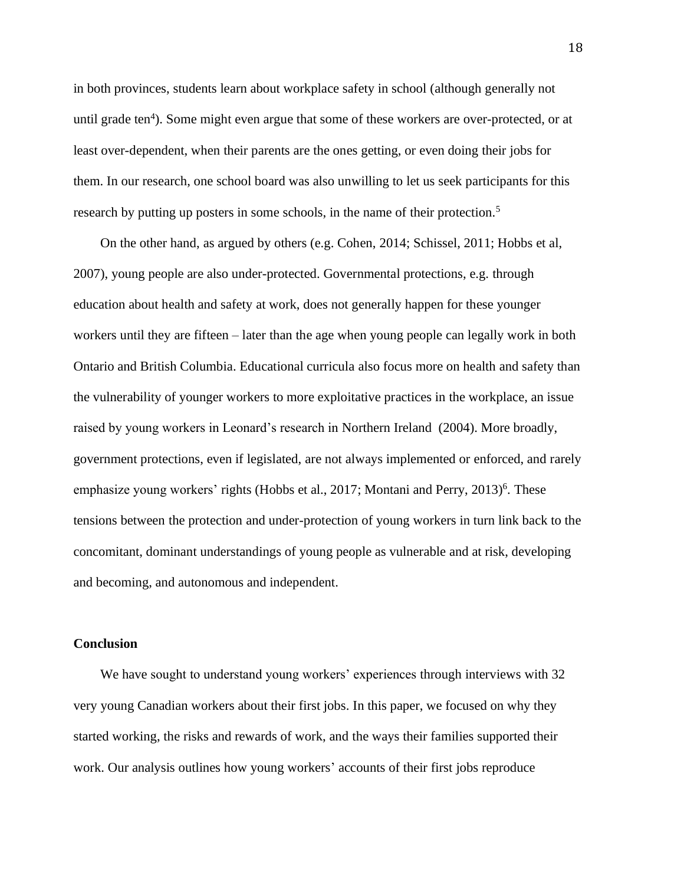in both provinces, students learn about workplace safety in school (although generally not until grade ten[4]). Some might even argue that some of these workers are over-protected, or at least over-dependent, when their parents are the ones getting, or even doing their jobs for them. In our research, one school board was also unwilling to let us seek participants for this research by putting up posters in some schools, in the name of their protection.[5]

On the other hand, as argued by others (e.g. Cohen, 2014; Schissel, 2011; Hobbs et al, 2007), young people are also under-protected. Governmental protections, e.g. through education about health and safety at work, does not generally happen for these younger workers until they are fifteen – later than the age when young people can legally work in both Ontario and British Columbia. Educational curricula also focus more on health and safety than the vulnerability of younger workers to more exploitative practices in the workplace, an issue raised by young workers in Leonard's research in Northern Ireland (2004). More broadly, government protections, even if legislated, are not always implemented or enforced, and rarely emphasize young workers' rights (Hobbs et al., 2017; Montani and Perry, 2013)[6]. These tensions between the protection and under-protection of young workers in turn link back to the concomitant, dominant understandings of young people as vulnerable and at risk, developing and becoming, and autonomous and independent.

## Conclusion

We have sought to understand young workers' experiences through interviews with 32 very young Canadian workers about their first jobs. In this paper, we focused on why they started working, the risks and rewards of work, and the ways their families supported their work. Our analysis outlines how young workers' accounts of their first jobs reproduce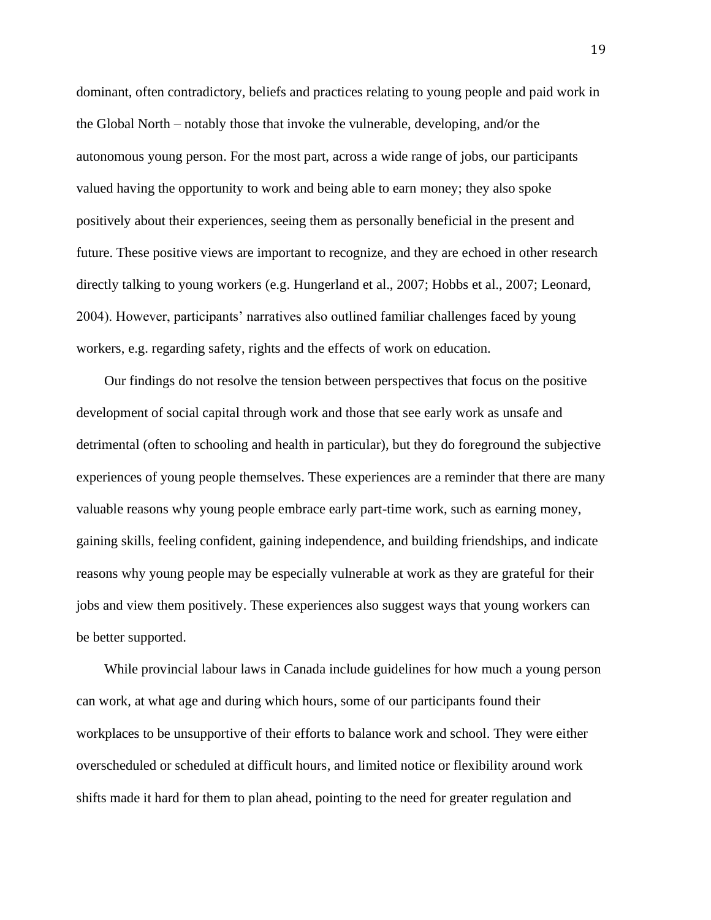dominant, often contradictory, beliefs and practices relating to young people and paid work in the Global North – notably those that invoke the vulnerable, developing, and/or the autonomous young person. For the most part, across a wide range of jobs, our participants valued having the opportunity to work and being able to earn money; they also spoke positively about their experiences, seeing them as personally beneficial in the present and future. These positive views are important to recognize, and they are echoed in other research directly talking to young workers (e.g. Hungerland et al., 2007; Hobbs et al., 2007; Leonard, 2004). However, participants' narratives also outlined familiar challenges faced by young workers, e.g. regarding safety, rights and the effects of work on education.

Our findings do not resolve the tension between perspectives that focus on the positive development of social capital through work and those that see early work as unsafe and detrimental (often to schooling and health in particular), but they do foreground the subjective experiences of young people themselves. These experiences are a reminder that there are many valuable reasons why young people embrace early part-time work, such as earning money, gaining skills, feeling confident, gaining independence, and building friendships, and indicate reasons why young people may be especially vulnerable at work as they are grateful for their jobs and view them positively. These experiences also suggest ways that young workers can be better supported.

While provincial labour laws in Canada include guidelines for how much a young person can work, at what age and during which hours, some of our participants found their workplaces to be unsupportive of their efforts to balance work and school. They were either overscheduled or scheduled at difficult hours, and limited notice or flexibility around work shifts made it hard for them to plan ahead, pointing to the need for greater regulation and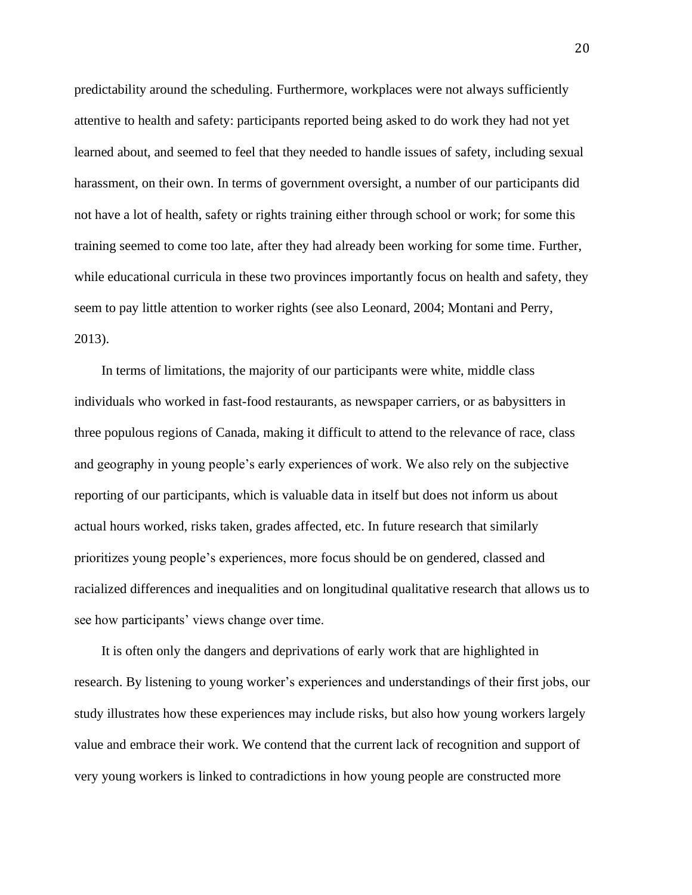predictability around the scheduling. Furthermore, workplaces were not always sufficiently attentive to health and safety: participants reported being asked to do work they had not yet learned about, and seemed to feel that they needed to handle issues of safety, including sexual harassment, on their own. In terms of government oversight, a number of our participants did not have a lot of health, safety or rights training either through school or work; for some this training seemed to come too late, after they had already been working for some time. Further, while educational curricula in these two provinces importantly focus on health and safety, they seem to pay little attention to worker rights (see also Leonard, 2004; Montani and Perry, 2013).

In terms of limitations, the majority of our participants were white, middle class individuals who worked in fast-food restaurants, as newspaper carriers, or as babysitters in three populous regions of Canada, making it difficult to attend to the relevance of race, class and geography in young people's early experiences of work. We also rely on the subjective reporting of our participants, which is valuable data in itself but does not inform us about actual hours worked, risks taken, grades affected, etc. In future research that similarly prioritizes young people's experiences, more focus should be on gendered, classed and racialized differences and inequalities and on longitudinal qualitative research that allows us to see how participants' views change over time.

It is often only the dangers and deprivations of early work that are highlighted in research. By listening to young worker's experiences and understandings of their first jobs, our study illustrates how these experiences may include risks, but also how young workers largely value and embrace their work. We contend that the current lack of recognition and support of very young workers is linked to contradictions in how young people are constructed more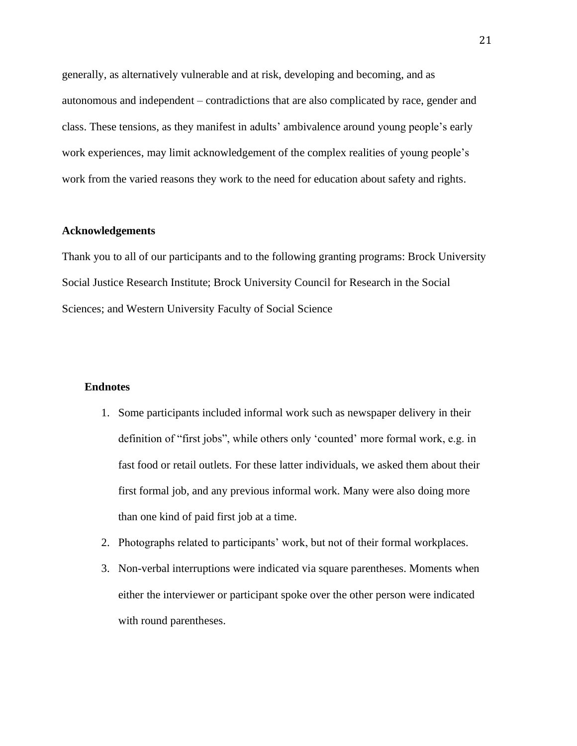generally, as alternatively vulnerable and at risk, developing and becoming, and as autonomous and independent – contradictions that are also complicated by race, gender and class. These tensions, as they manifest in adults' ambivalence around young people's early work experiences, may limit acknowledgement of the complex realities of young people's work from the varied reasons they work to the need for education about safety and rights.

**Acknowledgements**

Thank you to all of our participants and to the following granting programs: Brock University Social Justice Research Institute; Brock University Council for Research in the Social Sciences; and Western University Faculty of Social Science

**Endnotes**

1. Some participants included informal work such as newspaper delivery in their definition of "first jobs", while others only 'counted' more formal work, e.g. in fast food or retail outlets. For these latter individuals, we asked them about their first formal job, and any previous informal work. Many were also doing more than one kind of paid first job at a time.
2. Photographs related to participants' work, but not of their formal workplaces.
3. Non-verbal interruptions were indicated via square parentheses. Moments when either the interviewer or participant spoke over the other person were indicated with round parentheses.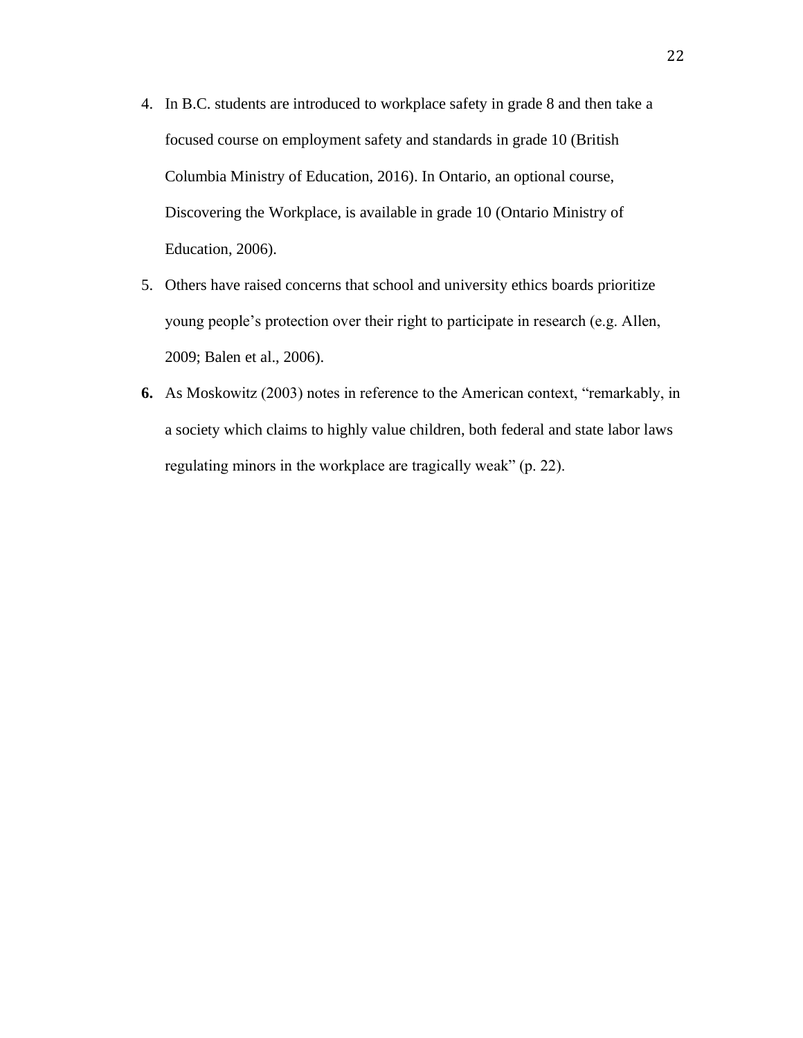4. In B.C. students are introduced to workplace safety in grade 8 and then take a focused course on employment safety and standards in grade 10 (British Columbia Ministry of Education, 2016). In Ontario, an optional course, Discovering the Workplace, is available in grade 10 (Ontario Ministry of Education, 2006).
5. Others have raised concerns that school and university ethics boards prioritize young people's protection over their right to participate in research (e.g. Allen, 2009; Balen et al., 2006).
6. As Moskowitz (2003) notes in reference to the American context, "remarkably, in a society which claims to highly value children, both federal and state labor laws regulating minors in the workplace are tragically weak" (p. 22).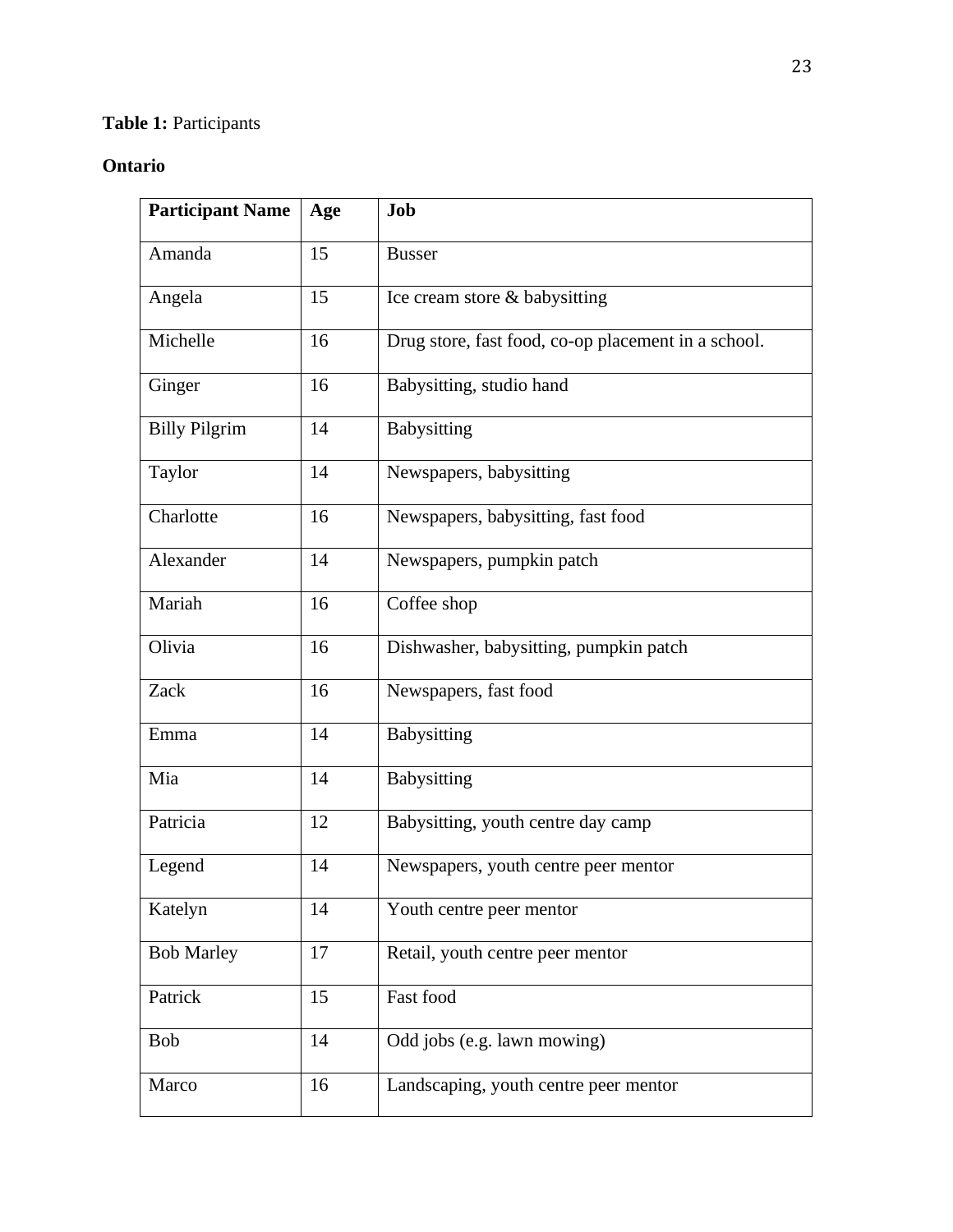**Table 1:** Participants

**Ontario**

| Participant Name | Age | Job |
|---|---|---|
| Amanda | 15 | Busser |
| Angela | 15 | Ice cream store & babysitting |
| Michelle | 16 | Drug store, fast food, co-op placement in a school. |
| Ginger | 16 | Babysitting, studio hand |
| Billy Pilgrim | 14 | Babysitting |
| Taylor | 14 | Newspapers, babysitting |
| Charlotte | 16 | Newspapers, babysitting, fast food |
| Alexander | 14 | Newspapers, pumpkin patch |
| Mariah | 16 | Coffee shop |
| Olivia | 16 | Dishwasher, babysitting, pumpkin patch |
| Zack | 16 | Newspapers, fast food |
| Emma | 14 | Babysitting |
| Mia | 14 | Babysitting |
| Patricia | 12 | Babysitting, youth centre day camp |
| Legend | 14 | Newspapers, youth centre peer mentor |
| Katelyn | 14 | Youth centre peer mentor |
| Bob Marley | 17 | Retail, youth centre peer mentor |
| Patrick | 15 | Fast food |
| Bob | 14 | Odd jobs (e.g. lawn mowing) |
| Marco | 16 | Landscaping, youth centre peer mentor |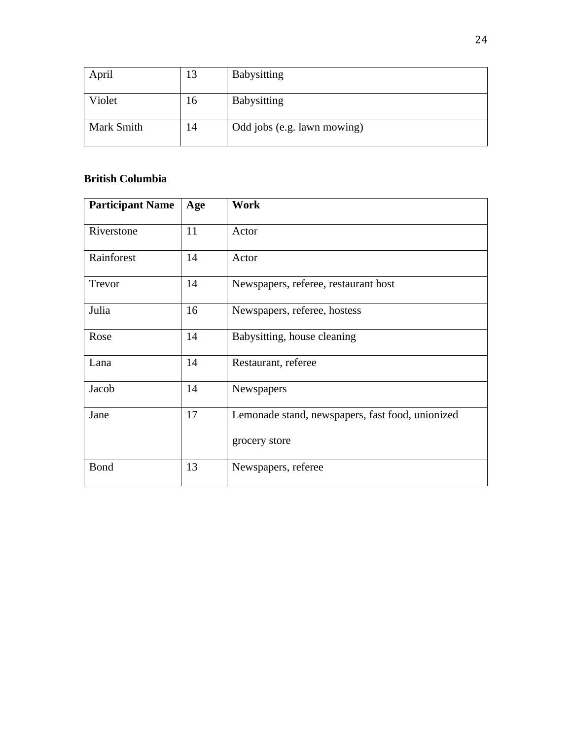| | | |
|---|---|---|
| April | 13 | Babysitting |
| Violet | 16 | Babysitting |
| Mark Smith | 14 | Odd jobs (e.g. lawn mowing) |

**British Columbia**

| Participant Name | Age | Work |
|---|---|---|
| Riverstone | 11 | Actor |
| Rainforest | 14 | Actor |
| Trevor | 14 | Newspapers, referee, restaurant host |
| Julia | 16 | Newspapers, referee, hostess |
| Rose | 14 | Babysitting, house cleaning |
| Lana | 14 | Restaurant, referee |
| Jacob | 14 | Newspapers |
| Jane | 17 | Lemonade stand, newspapers, fast food, unionized grocery store |
| Bond | 13 | Newspapers, referee |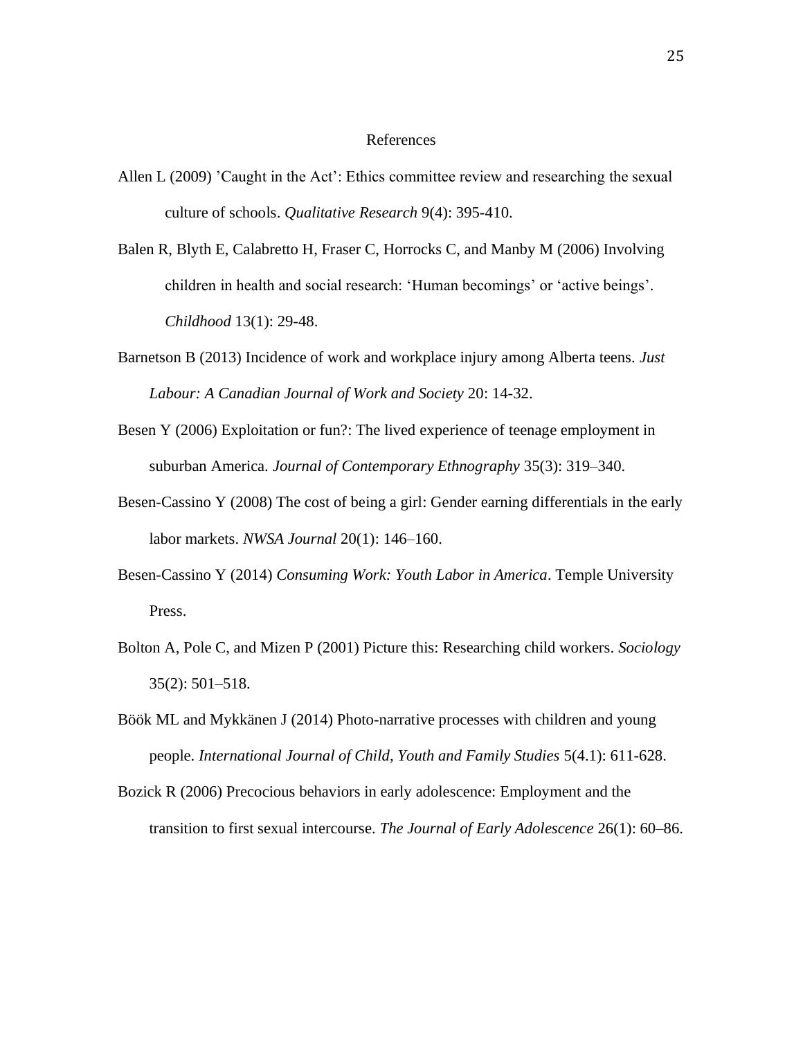# References

Allen L (2009) ’Caught in the Act’: Ethics committee review and researching the sexual culture of schools. *Qualitative Research* 9(4): 395-410.

Balen R, Blyth E, Calabretto H, Fraser C, Horrocks C, and Manby M (2006) Involving children in health and social research: ‘Human becomings’ or ‘active beings’. *Childhood* 13(1): 29-48.

Barnetson B (2013) Incidence of work and workplace injury among Alberta teens. *Just Labour: A Canadian Journal of Work and Society* 20: 14-32.

Besen Y (2006) Exploitation or fun?: The lived experience of teenage employment in suburban America. *Journal of Contemporary Ethnography* 35(3): 319–340.

Besen-Cassino Y (2008) The cost of being a girl: Gender earning differentials in the early labor markets. *NWSA Journal* 20(1): 146–160.

Besen-Cassino Y (2014) *Consuming Work: Youth Labor in America*. Temple University Press.

Bolton A, Pole C, and Mizen P (2001) Picture this: Researching child workers. *Sociology* 35(2): 501–518.

Böök ML and Mykkänen J (2014) Photo-narrative processes with children and young people. *International Journal of Child, Youth and Family Studies* 5(4.1): 611-628.

Bozick R (2006) Precocious behaviors in early adolescence: Employment and the transition to first sexual intercourse. *The Journal of Early Adolescence* 26(1): 60–86.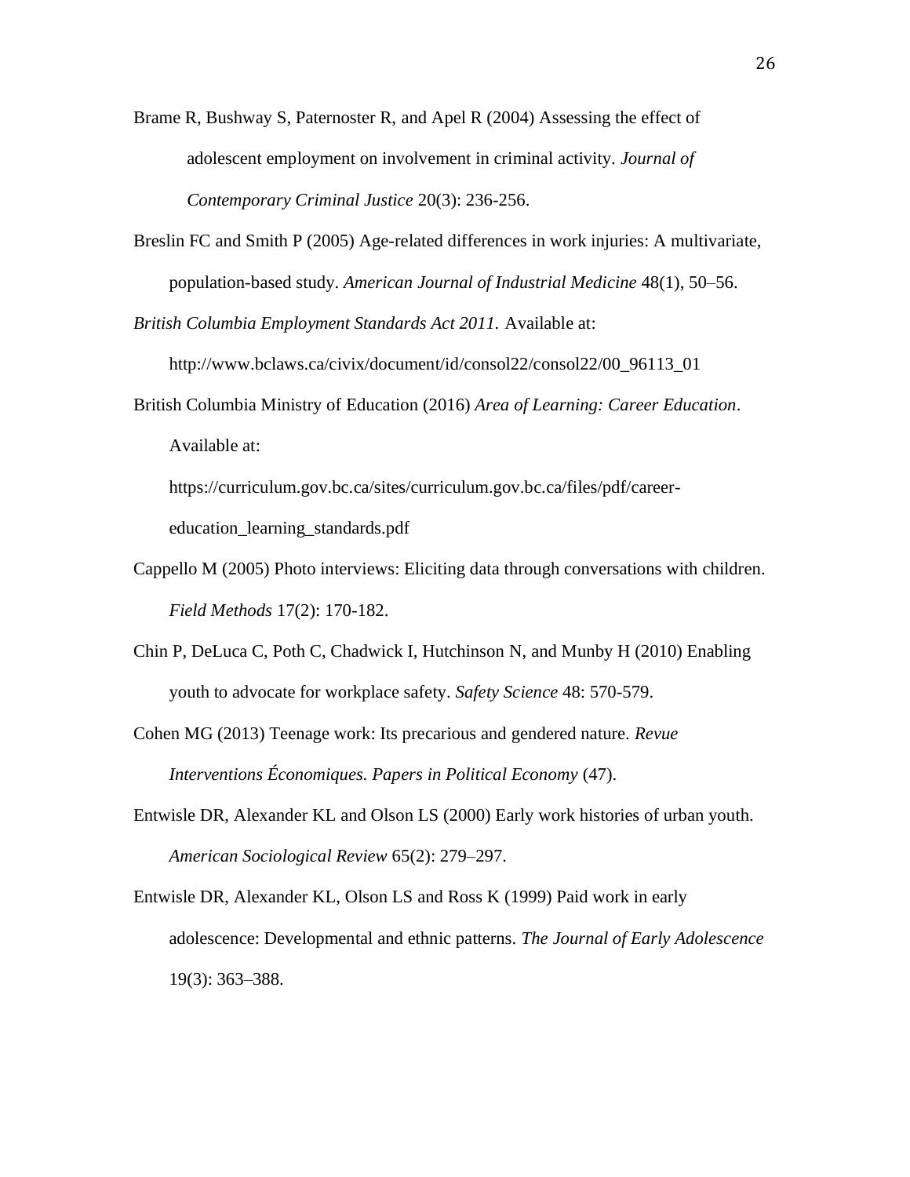Brame R, Bushway S, Paternoster R, and Apel R (2004) Assessing the effect of adolescent employment on involvement in criminal activity. *Journal of Contemporary Criminal Justice* 20(3): 236-256.

Breslin FC and Smith P (2005) Age-related differences in work injuries: A multivariate, population-based study. *American Journal of Industrial Medicine* 48(1), 50–56.

*British Columbia Employment Standards Act 2011.* Available at: http://www.bclaws.ca/civix/document/id/consol22/consol22/00_96113_01

British Columbia Ministry of Education (2016) *Area of Learning: Career Education*. Available at: https://curriculum.gov.bc.ca/sites/curriculum.gov.bc.ca/files/pdf/career-education_learning_standards.pdf

Cappello M (2005) Photo interviews: Eliciting data through conversations with children. *Field Methods* 17(2): 170-182.

Chin P, DeLuca C, Poth C, Chadwick I, Hutchinson N, and Munby H (2010) Enabling youth to advocate for workplace safety. *Safety Science* 48: 570-579.

Cohen MG (2013) Teenage work: Its precarious and gendered nature. *Revue Interventions Économiques. Papers in Political Economy* (47).

Entwisle DR, Alexander KL and Olson LS (2000) Early work histories of urban youth. *American Sociological Review* 65(2): 279–297.

Entwisle DR, Alexander KL, Olson LS and Ross K (1999) Paid work in early adolescence: Developmental and ethnic patterns. *The Journal of Early Adolescence* 19(3): 363–388.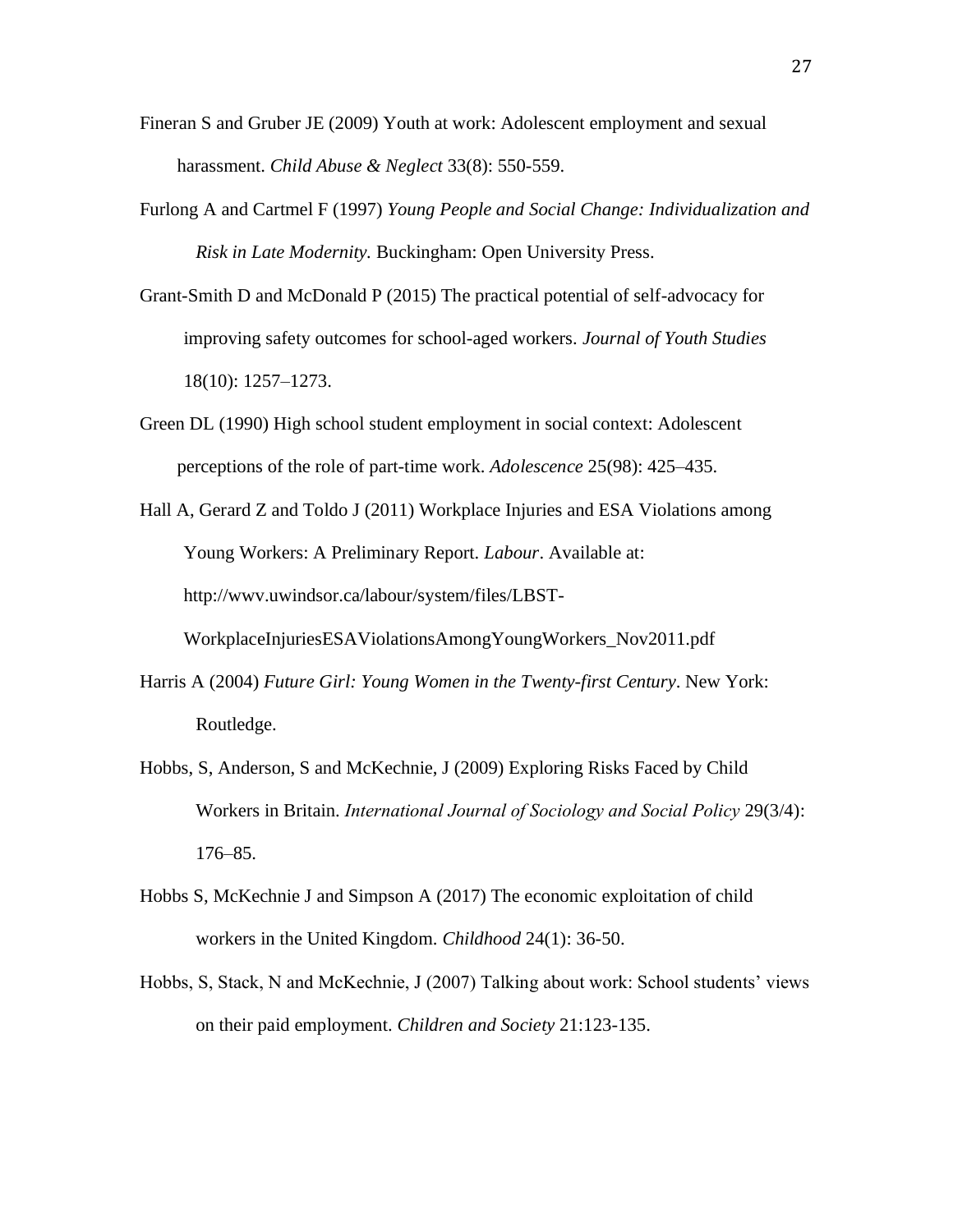Fineran S and Gruber JE (2009) Youth at work: Adolescent employment and sexual harassment. *Child Abuse & Neglect* 33(8): 550-559.

Furlong A and Cartmel F (1997) *Young People and Social Change: Individualization and Risk in Late Modernity.* Buckingham: Open University Press.

Grant-Smith D and McDonald P (2015) The practical potential of self-advocacy for improving safety outcomes for school-aged workers. *Journal of Youth Studies* 18(10): 1257–1273.

Green DL (1990) High school student employment in social context: Adolescent perceptions of the role of part-time work. *Adolescence* 25(98): 425–435.

Hall A, Gerard Z and Toldo J (2011) Workplace Injuries and ESA Violations among Young Workers: A Preliminary Report. *Labour*. Available at: http://wwv.uwindsor.ca/labour/system/files/LBST-WorkplaceInjuriesESAViolationsAmongYoungWorkers_Nov2011.pdf

Harris A (2004) *Future Girl: Young Women in the Twenty-first Century*. New York: Routledge.

Hobbs, S, Anderson, S and McKechnie, J (2009) Exploring Risks Faced by Child Workers in Britain. *International Journal of Sociology and Social Policy* 29(3/4): 176–85.

Hobbs S, McKechnie J and Simpson A (2017) The economic exploitation of child workers in the United Kingdom. *Childhood* 24(1): 36-50.

Hobbs, S, Stack, N and McKechnie, J (2007) Talking about work: School students' views on their paid employment. *Children and Society* 21:123-135.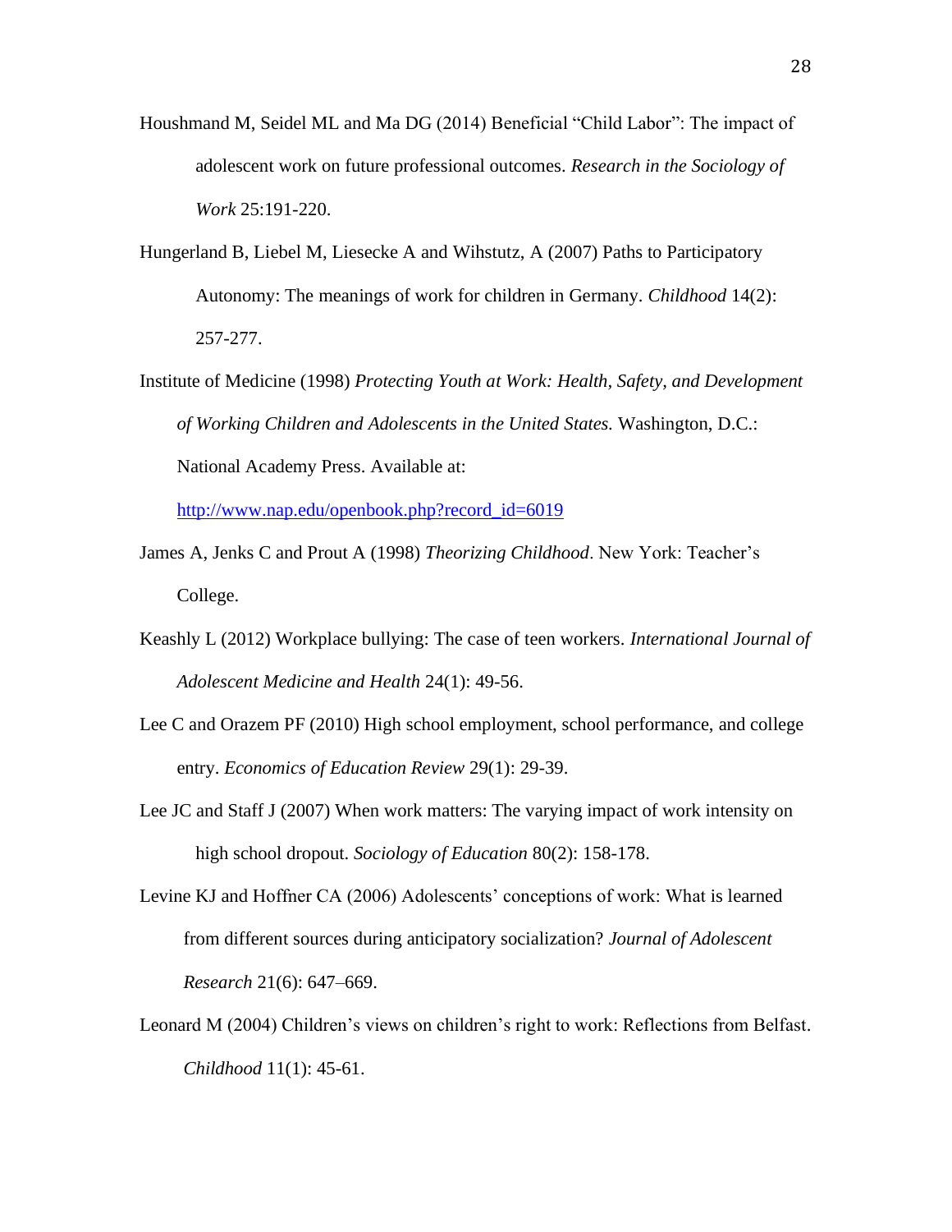Houshmand M, Seidel ML and Ma DG (2014) Beneficial "Child Labor": The impact of adolescent work on future professional outcomes. *Research in the Sociology of Work* 25:191-220.

Hungerland B, Liebel M, Liesecke A and Wihstutz, A (2007) Paths to Participatory Autonomy: The meanings of work for children in Germany. *Childhood* 14(2): 257-277.

Institute of Medicine (1998) *Protecting Youth at Work: Health, Safety, and Development of Working Children and Adolescents in the United States.* Washington, D.C.: National Academy Press. Available at: http://www.nap.edu/openbook.php?record_id=6019

James A, Jenks C and Prout A (1998) *Theorizing Childhood*. New York: Teacher's College.

Keashly L (2012) Workplace bullying: The case of teen workers. *International Journal of Adolescent Medicine and Health* 24(1): 49-56.

Lee C and Orazem PF (2010) High school employment, school performance, and college entry. *Economics of Education Review* 29(1): 29-39.

Lee JC and Staff J (2007) When work matters: The varying impact of work intensity on high school dropout. *Sociology of Education* 80(2): 158-178.

Levine KJ and Hoffner CA (2006) Adolescents' conceptions of work: What is learned from different sources during anticipatory socialization? *Journal of Adolescent Research* 21(6): 647–669.

Leonard M (2004) Children's views on children's right to work: Reflections from Belfast. *Childhood* 11(1): 45-61.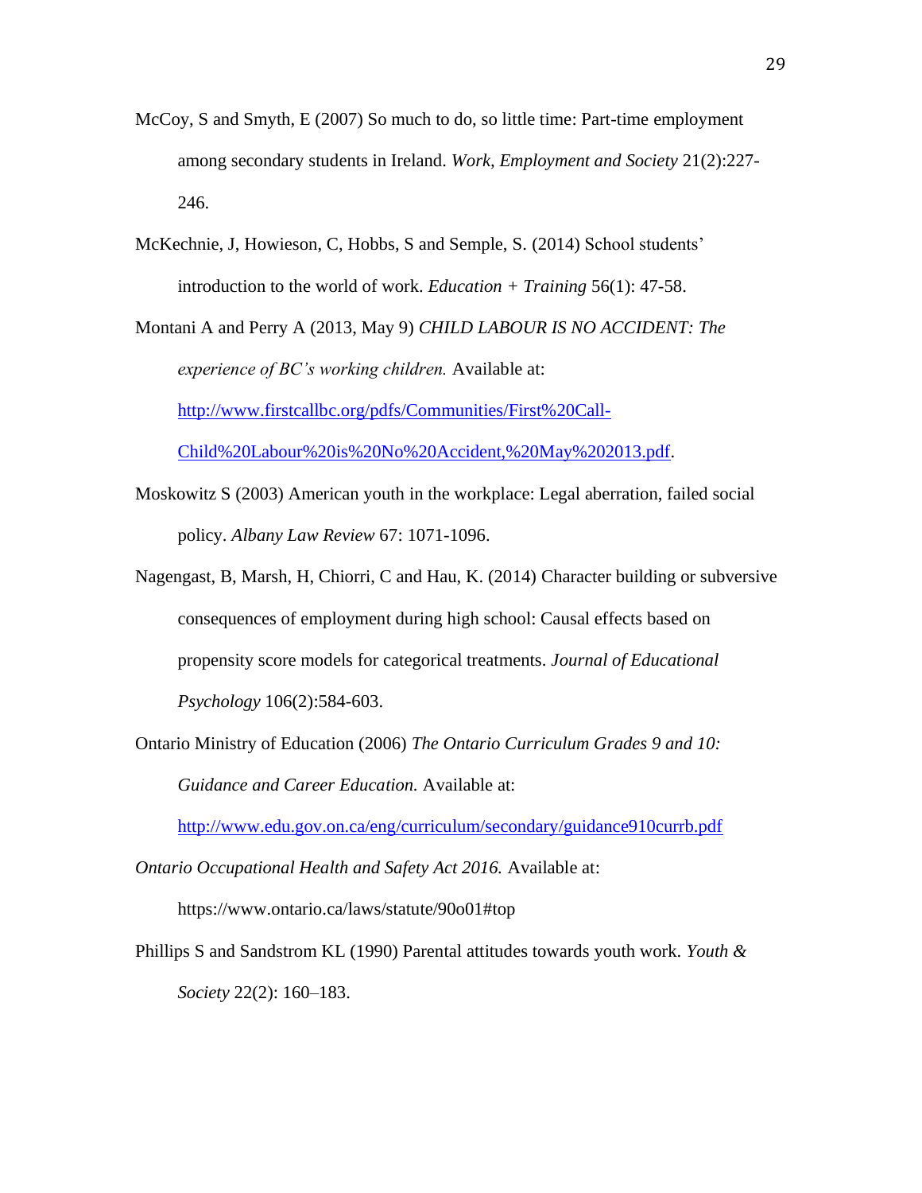McCoy, S and Smyth, E (2007) So much to do, so little time: Part-time employment among secondary students in Ireland. *Work, Employment and Society* 21(2):227-246.

McKechnie, J, Howieson, C, Hobbs, S and Semple, S. (2014) School students' introduction to the world of work. *Education + Training* 56(1): 47-58.

Montani A and Perry A (2013, May 9) *CHILD LABOUR IS NO ACCIDENT: The experience of BC's working children.* Available at: [http://www.firstcallbc.org/pdfs/Communities/First%20Call-Child%20Labour%20is%20No%20Accident,%20May%202013.pdf](http://www.firstcallbc.org/pdfs/Communities/First%20Call-Child%20Labour%20is%20No%20Accident,%20May%202013.pdf).

Moskowitz S (2003) American youth in the workplace: Legal aberration, failed social policy. *Albany Law Review* 67: 1071-1096.

Nagengast, B, Marsh, H, Chiorri, C and Hau, K. (2014) Character building or subversive consequences of employment during high school: Causal effects based on propensity score models for categorical treatments. *Journal of Educational Psychology* 106(2):584-603.

Ontario Ministry of Education (2006) *The Ontario Curriculum Grades 9 and 10: Guidance and Career Education.* Available at: [http://www.edu.gov.on.ca/eng/curriculum/secondary/guidance910currb.pdf](http://www.edu.gov.on.ca/eng/curriculum/secondary/guidance910currb.pdf)

*Ontario Occupational Health and Safety Act 2016.* Available at: https://www.ontario.ca/laws/statute/90o01#top

Phillips S and Sandstrom KL (1990) Parental attitudes towards youth work. *Youth & Society* 22(2): 160–183.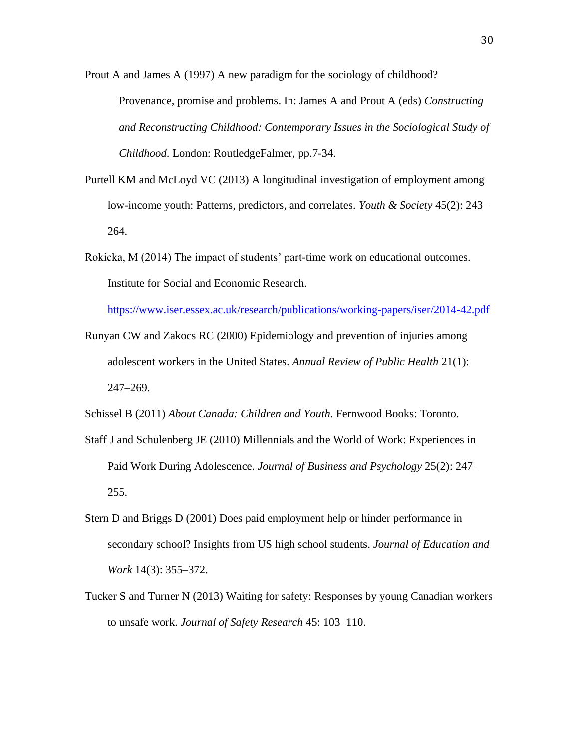Prout A and James A (1997) A new paradigm for the sociology of childhood? Provenance, promise and problems. In: James A and Prout A (eds) *Constructing and Reconstructing Childhood: Contemporary Issues in the Sociological Study of Childhood*. London: RoutledgeFalmer, pp.7-34.

Purtell KM and McLoyd VC (2013) A longitudinal investigation of employment among low-income youth: Patterns, predictors, and correlates. *Youth & Society* 45(2): 243–264.

Rokicka, M (2014) The impact of students' part-time work on educational outcomes. Institute for Social and Economic Research. https://www.iser.essex.ac.uk/research/publications/working-papers/iser/2014-42.pdf

Runyan CW and Zakocs RC (2000) Epidemiology and prevention of injuries among adolescent workers in the United States. *Annual Review of Public Health* 21(1): 247–269.

Schissel B (2011) *About Canada: Children and Youth.* Fernwood Books: Toronto.

Staff J and Schulenberg JE (2010) Millennials and the World of Work: Experiences in Paid Work During Adolescence. *Journal of Business and Psychology* 25(2): 247–255.

Stern D and Briggs D (2001) Does paid employment help or hinder performance in secondary school? Insights from US high school students. *Journal of Education and Work* 14(3): 355–372.

Tucker S and Turner N (2013) Waiting for safety: Responses by young Canadian workers to unsafe work. *Journal of Safety Research* 45: 103–110.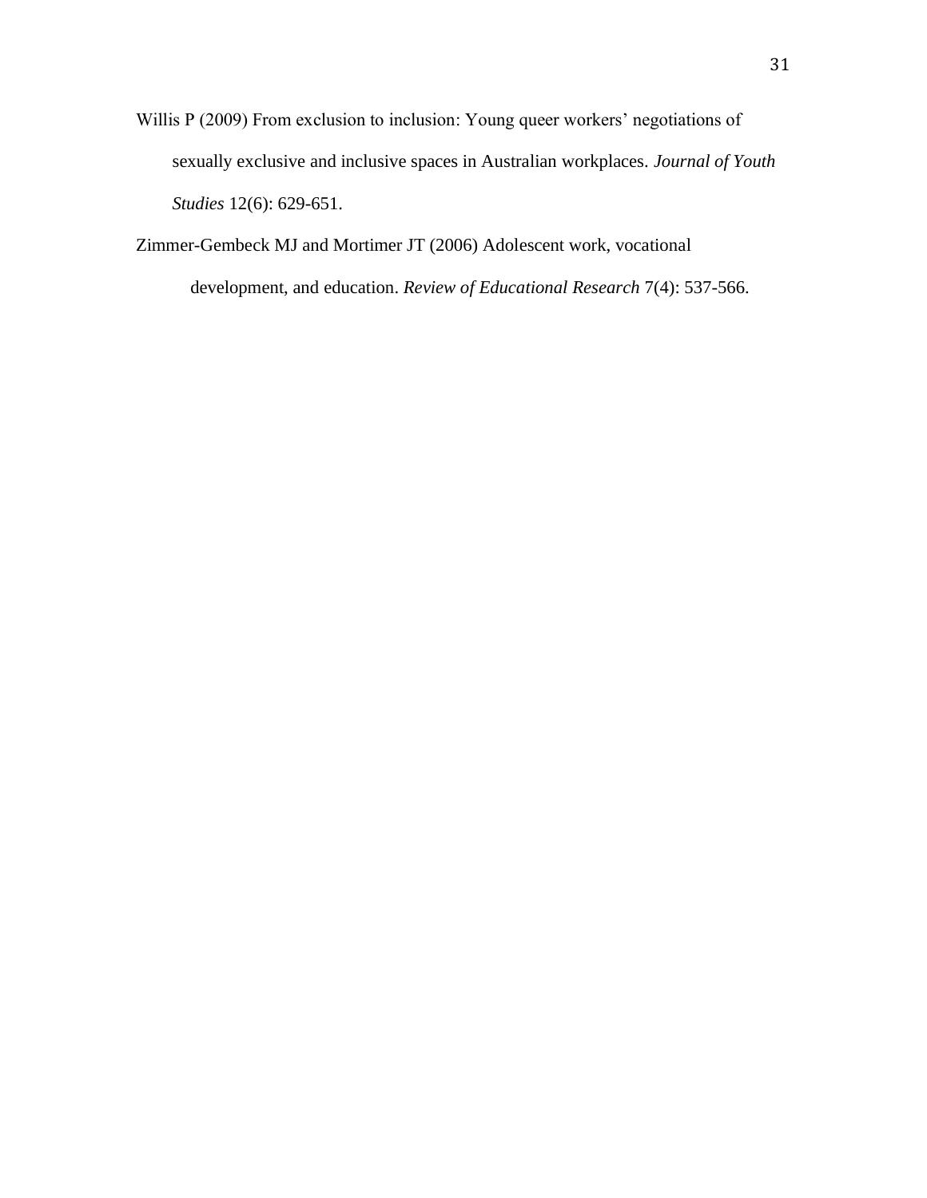Willis P (2009) From exclusion to inclusion: Young queer workers' negotiations of sexually exclusive and inclusive spaces in Australian workplaces. *Journal of Youth Studies* 12(6): 629-651.

Zimmer-Gembeck MJ and Mortimer JT (2006) Adolescent work, vocational development, and education. *Review of Educational Research* 7(4): 537-566.